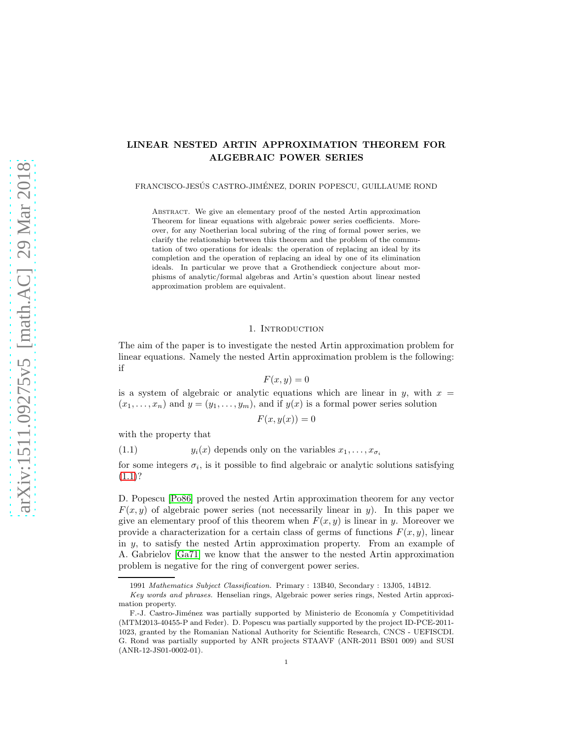# LINEAR NESTED ARTIN APPROXIMATION THEOREM FOR ALGEBRAIC POWER SERIES

FRANCISCO-JESÚS CASTRO-JIMÉNEZ, DORIN POPESCU, GUILLAUME ROND

Abstract. We give an elementary proof of the nested Artin approximation Theorem for linear equations with algebraic power series coefficients. Moreover, for any Noetherian local subring of the ring of formal power series, we clarify the relationship between this theorem and the problem of the commutation of two operations for ideals: the operation of replacing an ideal by its completion and the operation of replacing an ideal by one of its elimination ideals. In particular we prove that a Grothendieck conjecture about morphisms of analytic/formal algebras and Artin's question about linear nested approximation problem are equivalent.

## 1. Introduction

The aim of the paper is to investigate the nested Artin approximation problem for linear equations. Namely the nested Artin approximation problem is the following: if

$$F(x, y) = 0$$

is a system of algebraic or analytic equations which are linear in $y$, with $x = (x_1, \ldots, x_n)$ and $y = (y_1, \ldots, y_m)$, and if $y(x)$ is a formal power series solution

$$F(x, y(x)) = 0$$

with the property that

$$y_i(x) \text{ depends only on the variables } x_1, \ldots, x_{\sigma_i} \tag{1.1}$$

for some integers $\sigma_i$, is it possible to find algebraic or analytic solutions satisfying (1.1)?

D. Popescu [Po86] proved the nested Artin approximation theorem for any vector $F(x, y)$ of algebraic power series (not necessarily linear in $y$). In this paper we give an elementary proof of this theorem when $F(x, y)$ is linear in $y$. Moreover we provide a characterization for a certain class of germs of functions $F(x, y)$, linear in $y$, to satisfy the nested Artin approximation property. From an example of A. Gabrielov [Ga71] we know that the answer to the nested Artin approximation problem is negative for the ring of convergent power series.

1991 *Mathematics Subject Classification.* Primary : 13B40, Secondary : 13J05, 14B12.

*Key words and phrases.* Henselian rings, Algebraic power series rings, Nested Artin approximation property.

F.-J. Castro-Jiménez was partially supported by Ministerio de Economía y Competitividad (MTM2013-40455-P and Feder). D. Popescu was partially supported by the project ID-PCE-2011-1023, granted by the Romanian National Authority for Scientific Research, CNCS - UEFISCDI. G. Rond was partially supported by ANR projects STAAVF (ANR-2011 BS01 009) and SUSI (ANR-12-JS01-0002-01).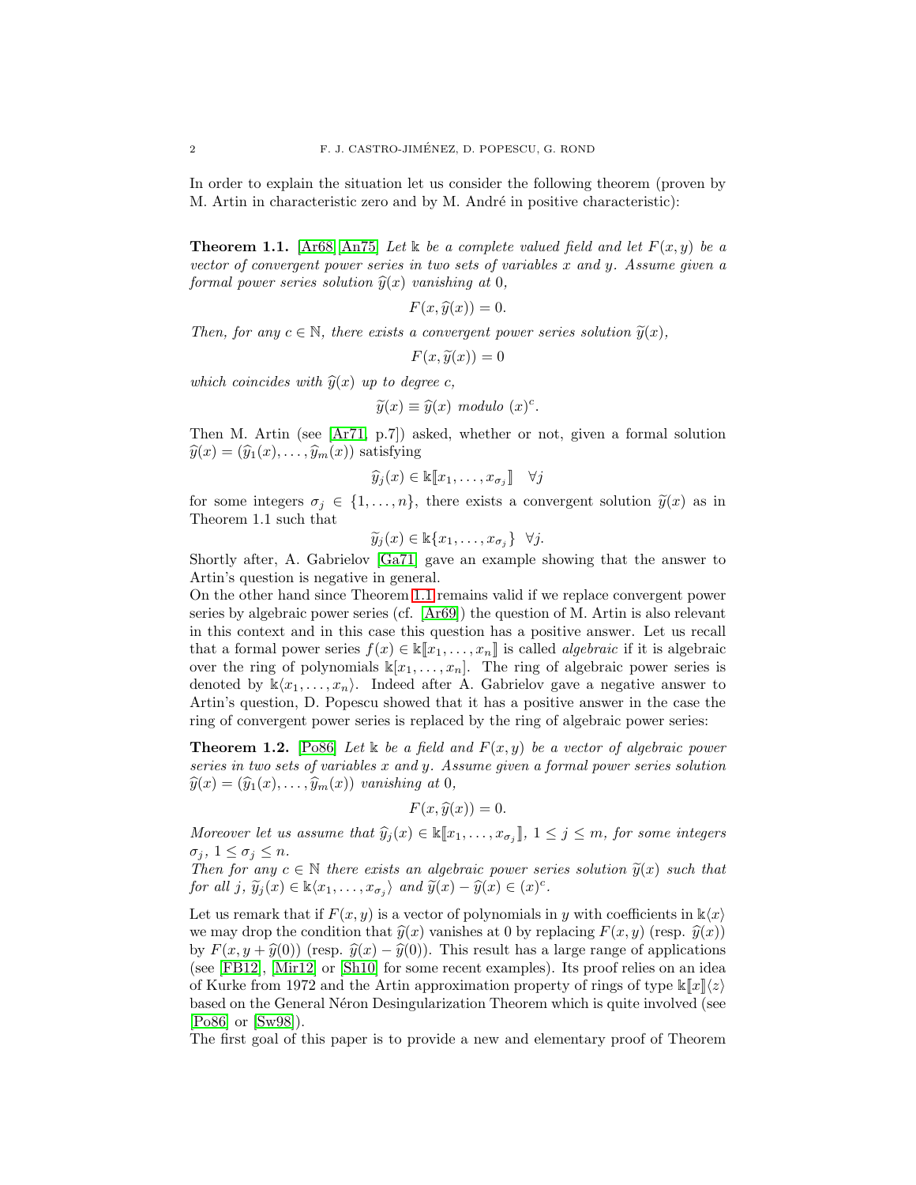In order to explain the situation let us consider the following theorem (proven by M. Artin in characteristic zero and by M. André in positive characteristic):

**Theorem 1.1.** [Ar68] [An75] *Let $\mathbb{k}$ be a complete valued field and let $F(x,y)$ be a vector of convergent power series in two sets of variables $x$ and $y$. Assume given a formal power series solution $\widehat{y}(x)$ vanishing at 0,*

$$F(x,\widehat{y}(x)) = 0.$$

*Then, for any $c \in \mathbb{N}$, there exists a convergent power series solution $\widetilde{y}(x)$,*

$$F(x,\widetilde{y}(x)) = 0$$

*which coincides with $\widehat{y}(x)$ up to degree $c$,*

$$\widetilde{y}(x) \equiv \widehat{y}(x) \text{ modulo } (x)^c.$$

Then M. Artin (see [Ar71, p.7]) asked, whether or not, given a formal solution $\widehat{y}(x) = (\widehat{y}_1(x), \ldots, \widehat{y}_m(x))$ satisfying

$$\widehat{y}_j(x) \in \mathbb{k}[\![x_1, \ldots, x_{\sigma_j}]\!] \quad \forall j$$

for some integers $\sigma_j \in \{1, \ldots, n\}$, there exists a convergent solution $\widetilde{y}(x)$ as in Theorem 1.1 such that

$$\widetilde{y}_j(x) \in \mathbb{k}\{x_1, \ldots, x_{\sigma_j}\} \ \ \forall j.$$

Shortly after, A. Gabrielov [Ga71] gave an example showing that the answer to Artin's question is negative in general.
On the other hand since Theorem 1.1 remains valid if we replace convergent power series by algebraic power series (cf. [Ar69]) the question of M. Artin is also relevant in this context and in this case this question has a positive answer. Let us recall that a formal power series $f(x) \in \mathbb{k}[\![x_1, \ldots, x_n]\!]$ is called *algebraic* if it is algebraic over the ring of polynomials $\mathbb{k}[x_1, \ldots, x_n]$. The ring of algebraic power series is denoted by $\mathbb{k}\langle x_1, \ldots, x_n\rangle$. Indeed after A. Gabrielov gave a negative answer to Artin's question, D. Popescu showed that it has a positive answer in the case the ring of convergent power series is replaced by the ring of algebraic power series:

**Theorem 1.2.** [Po86] *Let $\mathbb{k}$ be a field and $F(x,y)$ be a vector of algebraic power series in two sets of variables $x$ and $y$. Assume given a formal power series solution $\widehat{y}(x) = (\widehat{y}_1(x), \ldots, \widehat{y}_m(x))$ vanishing at 0,*

$$F(x,\widehat{y}(x)) = 0.$$

*Moreover let us assume that $\widehat{y}_j(x) \in \mathbb{k}[\![x_1, \ldots, x_{\sigma_j}]\!]$, $1 \leq j \leq m$, for some integers $\sigma_j$, $1 \leq \sigma_j \leq n$.*
*Then for any $c \in \mathbb{N}$ there exists an algebraic power series solution $\widetilde{y}(x)$ such that for all $j$, $\widetilde{y}_j(x) \in \mathbb{k}\langle x_1, \ldots, x_{\sigma_j}\rangle$ and $\widetilde{y}(x) - \widehat{y}(x) \in (x)^c$.*

Let us remark that if $F(x,y)$ is a vector of polynomials in $y$ with coefficients in $\mathbb{k}\langle x\rangle$ we may drop the condition that $\widehat{y}(x)$ vanishes at 0 by replacing $F(x,y)$ (resp. $\widehat{y}(x)$) by $F(x, y + \widehat{y}(0))$ (resp. $\widehat{y}(x) - \widehat{y}(0)$). This result has a large range of applications (see [FB12], [Mir12] or [Sh10] for some recent examples). Its proof relies on an idea of Kurke from 1972 and the Artin approximation property of rings of type $\mathbb{k}[\![x]\!]\langle z\rangle$ based on the General Néron Desingularization Theorem which is quite involved (see [Po86] or [Sw98]).
The first goal of this paper is to provide a new and elementary proof of Theorem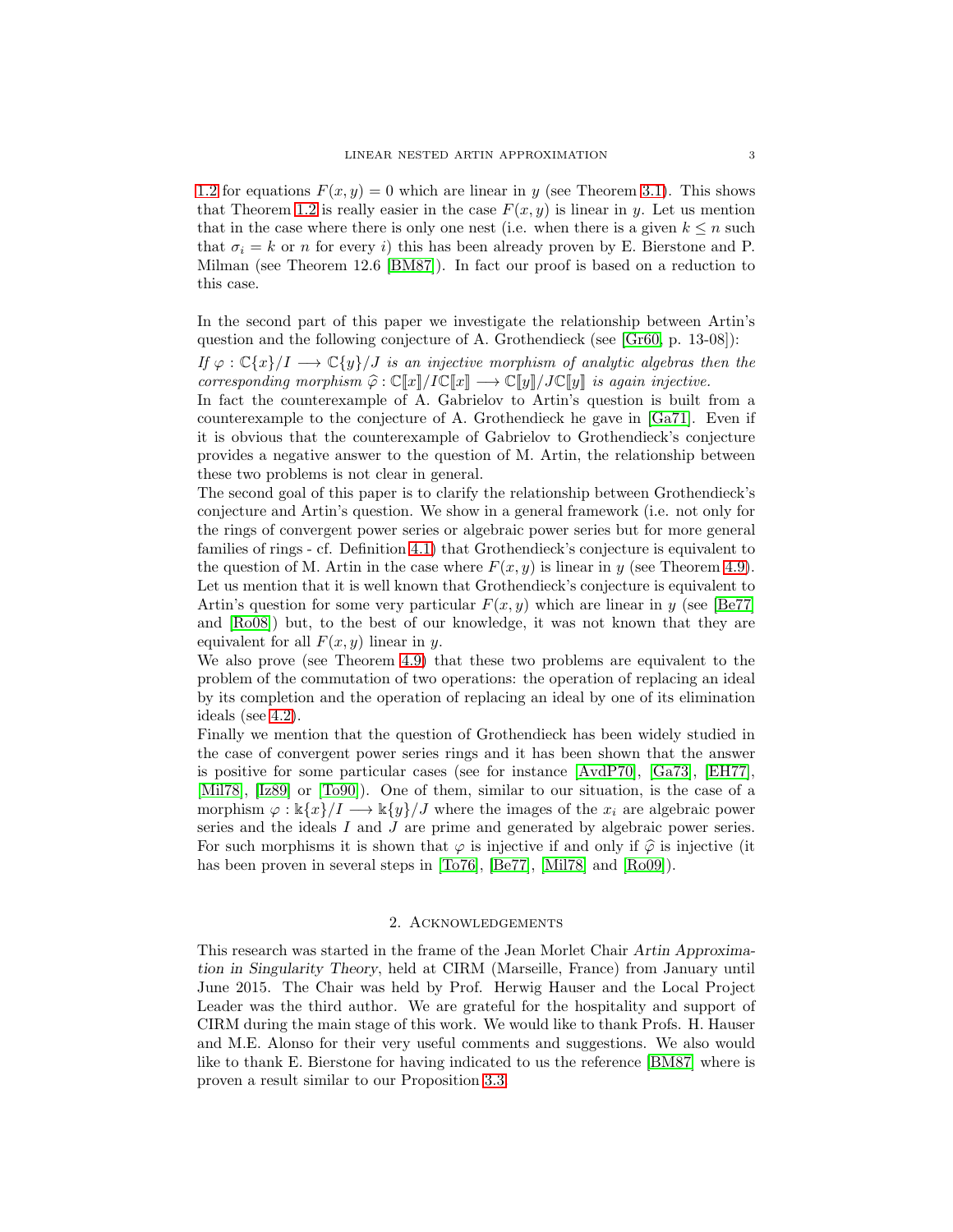1.2 for equations $F(x, y) = 0$ which are linear in $y$ (see Theorem 3.1). This shows that Theorem 1.2 is really easier in the case $F(x, y)$ is linear in $y$. Let us mention that in the case where there is only one nest (i.e. when there is a given $k \leq n$ such that $\sigma_i = k$ or $n$ for every $i$) this has been already proven by E. Bierstone and P. Milman (see Theorem 12.6 [BM87]). In fact our proof is based on a reduction to this case.

In the second part of this paper we investigate the relationship between Artin's question and the following conjecture of A. Grothendieck (see [Gr60, p. 13-08]):

*If $\varphi : \mathbb{C}\{x\}/I \longrightarrow \mathbb{C}\{y\}/J$ is an injective morphism of analytic algebras then the corresponding morphism $\widehat{\varphi} : \mathbb{C}[\![x]\!]/I\mathbb{C}[\![x]\!] \longrightarrow \mathbb{C}[\![y]\!]/J\mathbb{C}[\![y]\!]$ is again injective.*

In fact the counterexample of A. Gabrielov to Artin's question is built from a counterexample to the conjecture of A. Grothendieck he gave in [Ga71]. Even if it is obvious that the counterexample of Gabrielov to Grothendieck's conjecture provides a negative answer to the question of M. Artin, the relationship between these two problems is not clear in general.

The second goal of this paper is to clarify the relationship between Grothendieck's conjecture and Artin's question. We show in a general framework (i.e. not only for the rings of convergent power series or algebraic power series but for more general families of rings - cf. Definition 4.1) that Grothendieck's conjecture is equivalent to the question of M. Artin in the case where $F(x, y)$ is linear in $y$ (see Theorem 4.9). Let us mention that it is well known that Grothendieck's conjecture is equivalent to Artin's question for some very particular $F(x, y)$ which are linear in $y$ (see [Be77] and [Ro08]) but, to the best of our knowledge, it was not known that they are equivalent for all $F(x, y)$ linear in $y$.

We also prove (see Theorem 4.9) that these two problems are equivalent to the problem of the commutation of two operations: the operation of replacing an ideal by its completion and the operation of replacing an ideal by one of its elimination ideals (see 4.2).

Finally we mention that the question of Grothendieck has been widely studied in the case of convergent power series rings and it has been shown that the answer is positive for some particular cases (see for instance [AvdP70], [Ga73], [EH77], [Mil78], [Iz89] or [To90]). One of them, similar to our situation, is the case of a morphism $\varphi : \mathbb{k}\{x\}/I \longrightarrow \mathbb{k}\{y\}/J$ where the images of the $x_i$ are algebraic power series and the ideals $I$ and $J$ are prime and generated by algebraic power series. For such morphisms it is shown that $\varphi$ is injective if and only if $\widehat{\varphi}$ is injective (it has been proven in several steps in [To76], [Be77], [Mil78] and [Ro09]).

## 2. Acknowledgements

This research was started in the frame of the Jean Morlet Chair *Artin Approximation in Singularity Theory*, held at CIRM (Marseille, France) from January until June 2015. The Chair was held by Prof. Herwig Hauser and the Local Project Leader was the third author. We are grateful for the hospitality and support of CIRM during the main stage of this work. We would like to thank Profs. H. Hauser and M.E. Alonso for their very useful comments and suggestions. We also would like to thank E. Bierstone for having indicated to us the reference [BM87] where is proven a result similar to our Proposition 3.3.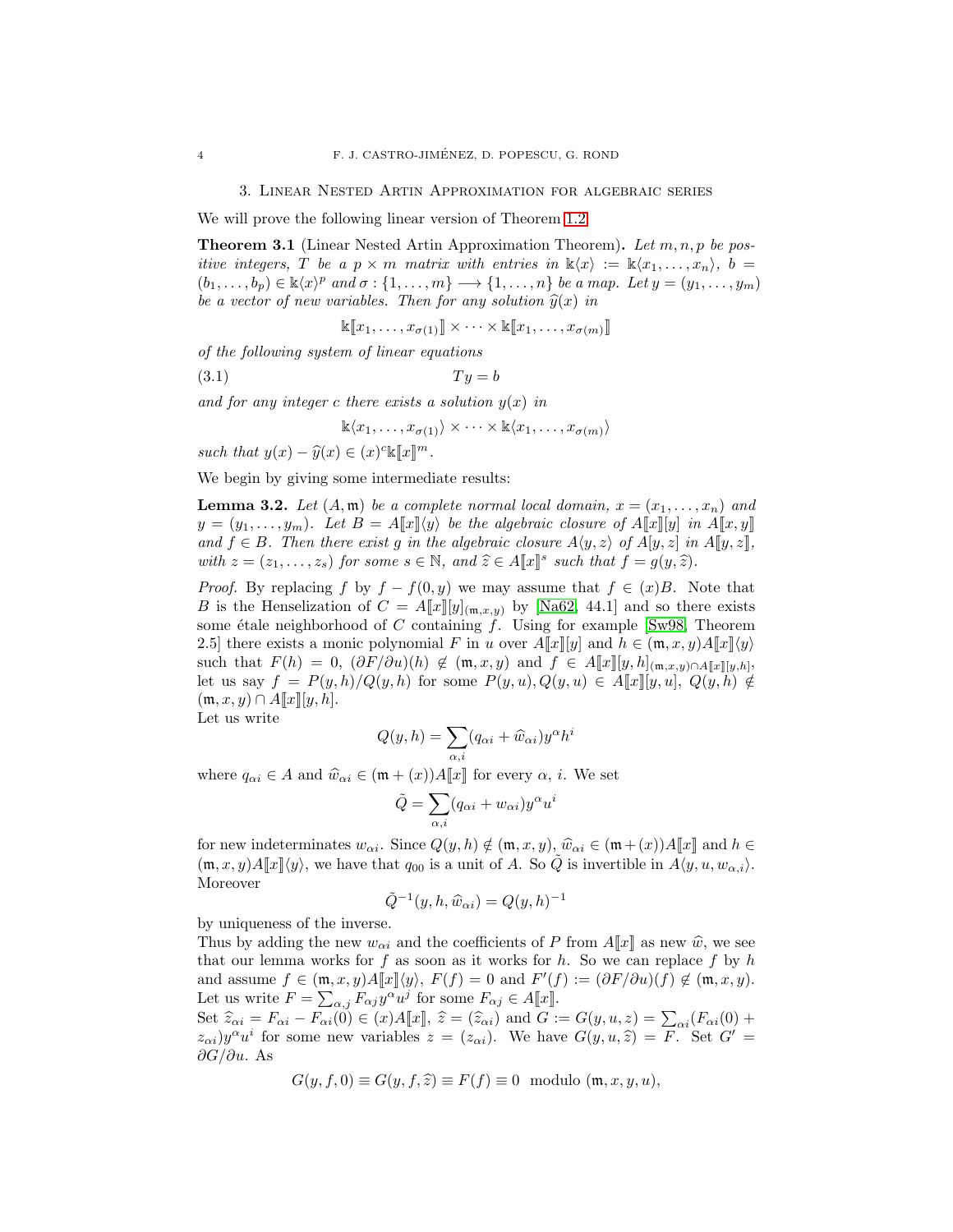## 3. Linear Nested Artin Approximation for algebraic series

We will prove the following linear version of Theorem 1.2:

**Theorem 3.1** (Linear Nested Artin Approximation Theorem)**.** *Let $m, n, p$ be positive integers, $T$ be a $p \times m$ matrix with entries in $\Bbbk\langle x\rangle := \Bbbk\langle x_1, \ldots, x_n\rangle$, $b = (b_1, \ldots, b_p) \in \Bbbk\langle x\rangle^p$ and $\sigma : \{1, \ldots, m\} \longrightarrow \{1, \ldots, n\}$ be a map. Let $y = (y_1, \ldots, y_m)$ be a vector of new variables. Then for any solution $\widehat{y}(x)$ in*

$$\Bbbk[\![x_1, \ldots, x_{\sigma(1)}]\!] \times \cdots \times \Bbbk[\![x_1, \ldots, x_{\sigma(m)}]\!]$$

*of the following system of linear equations*

$$Ty = b \tag{3.1}$$

*and for any integer $c$ there exists a solution $y(x)$ in*

$$\Bbbk\langle x_1, \ldots, x_{\sigma(1)}\rangle \times \cdots \times \Bbbk\langle x_1, \ldots, x_{\sigma(m)}\rangle$$

*such that $y(x) - \widehat{y}(x) \in (x)^c \Bbbk[\![x]\!]^m$.*

We begin by giving some intermediate results:

**Lemma 3.2.** *Let $(A, \mathfrak{m})$ be a complete normal local domain, $x = (x_1, \ldots, x_n)$ and $y = (y_1, \ldots, y_m)$. Let $B = A[\![x]\!]\langle y\rangle$ be the algebraic closure of $A[\![x]\!][y]$ in $A[\![x, y]\!]$ and $f \in B$. Then there exist $g$ in the algebraic closure $A\langle y, z\rangle$ of $A[y, z]$ in $A[\![y, z]\!]$, with $z = (z_1, \ldots, z_s)$ for some $s \in \mathbb{N}$, and $\widehat{z} \in A[\![x]\!]^s$ such that $f = g(y, \widehat{z})$.*

*Proof.* By replacing $f$ by $f - f(0, y)$ we may assume that $f \in (x)B$. Note that $B$ is the Henselization of $C = A[\![x]\!][y]_{(\mathfrak{m},x,y)}$ by [Na62, 44.1] and so there exists some étale neighborhood of $C$ containing $f$. Using for example [Sw98, Theorem 2.5] there exists a monic polynomial $F$ in $u$ over $A[\![x]\!][y]$ and $h \in (\mathfrak{m}, x, y)A[\![x]\!]\langle y\rangle$ such that $F(h) = 0$, $(\partial F/\partial u)(h) \notin (\mathfrak{m}, x, y)$ and $f \in A[\![x]\!][y, h]_{(\mathfrak{m},x,y)\cap A[\![x]\!][y,h]}$, let us say $f = P(y, h)/Q(y, h)$ for some $P(y, u), Q(y, u) \in A[\![x]\!][y, u]$, $Q(y, h) \notin (\mathfrak{m}, x, y) \cap A[\![x]\!][y, h]$.
Let us write

$$Q(y, h) = \sum_{\alpha,i} (q_{\alpha i} + \widehat{w}_{\alpha i}) y^\alpha h^i$$

where $q_{\alpha i} \in A$ and $\widehat{w}_{\alpha i} \in (\mathfrak{m} + (x))A[\![x]\!]$ for every $\alpha$, $i$. We set

$$\tilde{Q} = \sum_{\alpha,i} (q_{\alpha i} + w_{\alpha i}) y^\alpha u^i$$

for new indeterminates $w_{\alpha i}$. Since $Q(y, h) \notin (\mathfrak{m}, x, y)$, $\widehat{w}_{\alpha i} \in (\mathfrak{m}+(x))A[\![x]\!]$ and $h \in (\mathfrak{m}, x, y)A[\![x]\!]\langle y\rangle$, we have that $q_{00}$ is a unit of $A$. So $\tilde{Q}$ is invertible in $A\langle y, u, w_{\alpha,i}\rangle$. Moreover

$$\tilde{Q}^{-1}(y, h, \widehat{w}_{\alpha i}) = Q(y, h)^{-1}$$

by uniqueness of the inverse.
Thus by adding the new $w_{\alpha i}$ and the coefficients of $P$ from $A[\![x]\!]$ as new $\widehat{w}$, we see that our lemma works for $f$ as soon as it works for $h$. So we can replace $f$ by $h$ and assume $f \in (\mathfrak{m}, x, y)A[\![x]\!]\langle y\rangle$, $F(f) = 0$ and $F'(f) := (\partial F/\partial u)(f) \notin (\mathfrak{m}, x, y)$. Let us write $F = \sum_{\alpha,j} F_{\alpha j} y^\alpha u^j$ for some $F_{\alpha j} \in A[\![x]\!]$.
Set $\widehat{z}_{\alpha i} = F_{\alpha i} - F_{\alpha i}(0) \in (x)A[\![x]\!]$, $\widehat{z} = (\widehat{z}_{\alpha i})$ and $G := G(y, u, z) = \sum_{\alpha i}(F_{\alpha i}(0) + z_{\alpha i})y^\alpha u^i$ for some new variables $z = (z_{\alpha i})$. We have $G(y, u, \widehat{z}) = F$. Set $G' = \partial G/\partial u$. As

$$G(y, f, 0) \equiv G(y, f, \widehat{z}) \equiv F(f) \equiv 0 \text{ modulo } (\mathfrak{m}, x, y, u),$$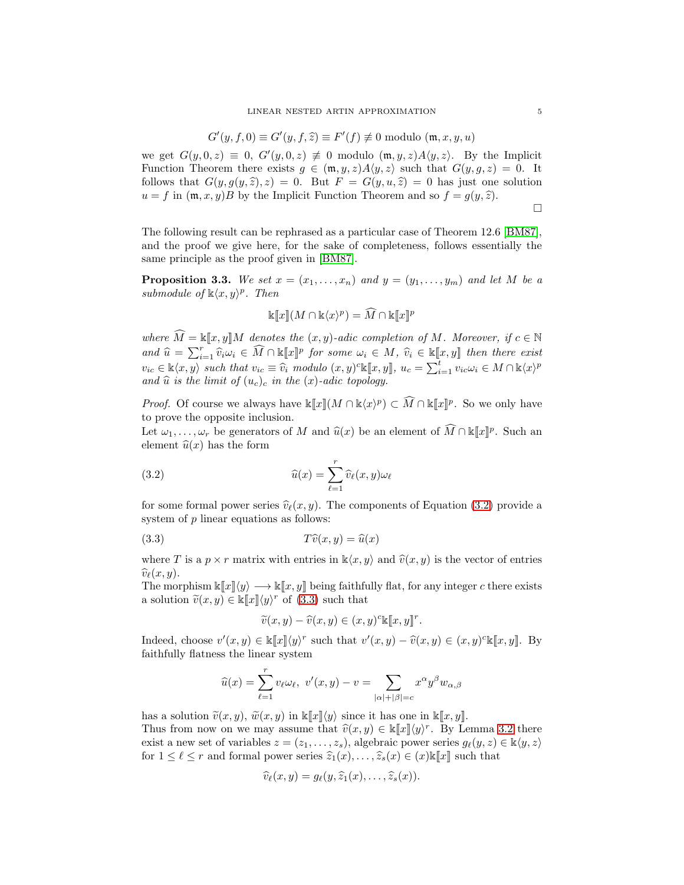$$G'(y, f, 0) \equiv G'(y, f, \widehat{z}) \equiv F'(f) \not\equiv 0 \text{ modulo } (\mathfrak{m}, x, y, u)$$

we get $G(y, 0, z) \equiv 0$, $G'(y, 0, z) \not\equiv 0$ modulo $(\mathfrak{m}, y, z)A\langle y, z\rangle$. By the Implicit Function Theorem there exists $g \in (\mathfrak{m}, y, z)A\langle y, z\rangle$ such that $G(y, g, z) = 0$. It follows that $G(y, g(y, \widehat{z}), z) = 0$. But $F = G(y, u, \widehat{z}) = 0$ has just one solution $u = f$ in $(\mathfrak{m}, x, y)B$ by the Implicit Function Theorem and so $f = g(y, \widehat{z})$.

□

The following result can be rephrased as a particular case of Theorem 12.6 [BM87], and the proof we give here, for the sake of completeness, follows essentially the same principle as the proof given in [BM87].

**Proposition 3.3.** *We set $x = (x_1, \ldots, x_n)$ and $y = (y_1, \ldots, y_m)$ and let $M$ be a submodule of $\Bbbk\langle x, y\rangle^p$. Then*

$$\Bbbk[\![x]\!](M \cap \Bbbk\langle x\rangle^p) = \widehat{M} \cap \Bbbk[\![x]\!]^p$$

*where $\widehat{M} = \Bbbk[\![x, y]\!]M$ denotes the $(x, y)$-adic completion of $M$. Moreover, if $c \in \mathbb{N}$ and $\widehat{u} = \sum_{i=1}^{r} \widehat{v}_i\omega_i \in \widehat{M} \cap \Bbbk[\![x]\!]^p$ for some $\omega_i \in M$, $\widehat{v}_i \in \Bbbk[\![x, y]\!]$ then there exist $v_{ic} \in \Bbbk\langle x, y\rangle$ such that $v_{ic} \equiv \widehat{v}_i$ modulo $(x, y)^c\Bbbk[\![x, y]\!]$, $u_c = \sum_{i=1}^{t} v_{ic}\omega_i \in M \cap \Bbbk\langle x\rangle^p$ and $\widehat{u}$ is the limit of $(u_c)_c$ in the $(x)$-adic topology.*

*Proof.* Of course we always have $\Bbbk[\![x]\!](M \cap \Bbbk\langle x\rangle^p) \subset \widehat{M} \cap \Bbbk[\![x]\!]^p$. So we only have to prove the opposite inclusion.

Let $\omega_1, \ldots, \omega_r$ be generators of $M$ and $\widehat{u}(x)$ be an element of $\widehat{M} \cap \Bbbk[\![x]\!]^p$. Such an element $\widehat{u}(x)$ has the form

$$\widehat{u}(x) = \sum_{\ell=1}^{r} \widehat{v}_\ell(x, y)\omega_\ell \tag{3.2}$$

for some formal power series $\widehat{v}_\ell(x, y)$. The components of Equation (3.2) provide a system of $p$ linear equations as follows:

$$T\widehat{v}(x, y) = \widehat{u}(x) \tag{3.3}$$

where $T$ is a $p \times r$ matrix with entries in $\Bbbk\langle x, y\rangle$ and $\widehat{v}(x, y)$ is the vector of entries $\widehat{v}_\ell(x, y)$.

The morphism $\Bbbk[\![x]\!]\langle y\rangle \longrightarrow \Bbbk[\![x, y]\!]$ being faithfully flat, for any integer $c$ there exists a solution $\widetilde{v}(x, y) \in \Bbbk[\![x]\!]\langle y\rangle^r$ of (3.3) such that

$$\widetilde{v}(x, y) - \widehat{v}(x, y) \in (x, y)^c\Bbbk[\![x, y]\!]^r.$$

Indeed, choose $v'(x, y) \in \Bbbk[\![x]\!]\langle y\rangle^r$ such that $v'(x, y) - \widehat{v}(x, y) \in (x, y)^c\Bbbk[\![x, y]\!]$. By faithfully flatness the linear system

$$\widehat{u}(x) = \sum_{\ell=1}^{r} v_\ell\omega_\ell,\ v'(x, y) - v = \sum_{|\alpha|+|\beta|=c} x^\alpha y^\beta w_{\alpha,\beta}$$

has a solution $\widetilde{v}(x, y)$, $\widetilde{w}(x, y)$ in $\Bbbk[\![x]\!]\langle y\rangle$ since it has one in $\Bbbk[\![x, y]\!]$.

Thus from now on we may assume that $\widehat{v}(x, y) \in \Bbbk[\![x]\!]\langle y\rangle^r$. By Lemma 3.2 there exist a new set of variables $z = (z_1, \ldots, z_s)$, algebraic power series $g_\ell(y, z) \in \Bbbk\langle y, z\rangle$ for $1 \leq \ell \leq r$ and formal power series $\widehat{z}_1(x), \ldots, \widehat{z}_s(x) \in (x)\Bbbk[\![x]\!]$ such that

$$\widehat{v}_\ell(x, y) = g_\ell(y, \widehat{z}_1(x), \ldots, \widehat{z}_s(x)).$$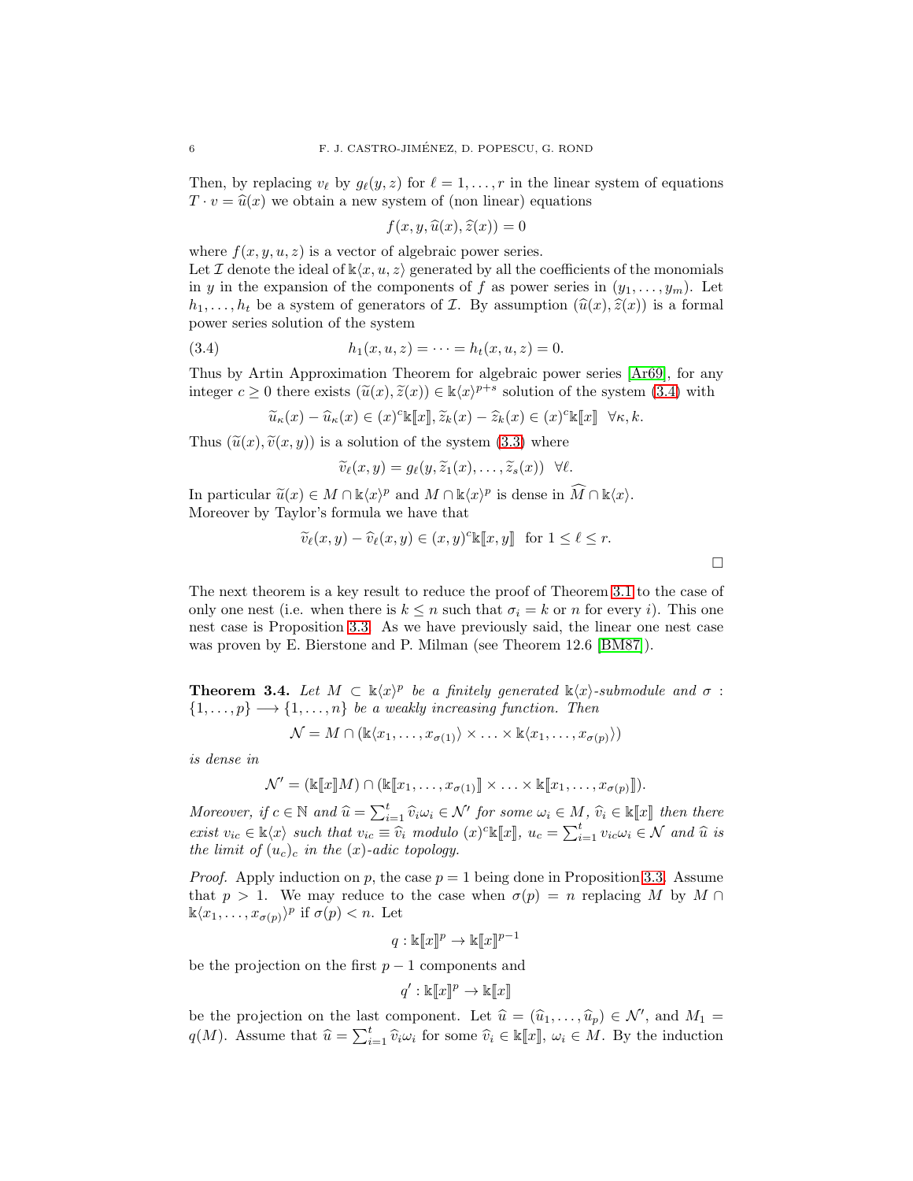Then, by replacing $v_\ell$ by $g_\ell(y,z)$ for $\ell = 1,\ldots,r$ in the linear system of equations $T \cdot v = \widehat{u}(x)$ we obtain a new system of (non linear) equations

$$f(x, y, \widehat{u}(x), \widehat{z}(x)) = 0$$

where $f(x, y, u, z)$ is a vector of algebraic power series.
Let $\mathcal{I}$ denote the ideal of $\Bbbk\langle x, u, z\rangle$ generated by all the coefficients of the monomials in $y$ in the expansion of the components of $f$ as power series in $(y_1, \ldots, y_m)$. Let $h_1, \ldots, h_t$ be a system of generators of $\mathcal{I}$. By assumption $(\widehat{u}(x), \widehat{z}(x))$ is a formal power series solution of the system

$$h_1(x, u, z) = \cdots = h_t(x, u, z) = 0. \tag{3.4}$$

Thus by Artin Approximation Theorem for algebraic power series [Ar69], for any integer $c \geq 0$ there exists $(\widetilde{u}(x), \widetilde{z}(x)) \in \Bbbk\langle x\rangle^{p+s}$ solution of the system (3.4) with

$$\widetilde{u}_\kappa(x) - \widehat{u}_\kappa(x) \in (x)^c \Bbbk[\![x]\!], \widetilde{z}_k(x) - \widehat{z}_k(x) \in (x)^c \Bbbk[\![x]\!] \ \ \forall \kappa, k.$$

Thus $(\widetilde{u}(x), \widetilde{v}(x, y))$ is a solution of the system (3.3) where

$$\widetilde{v}_\ell(x, y) = g_\ell(y, \widetilde{z}_1(x), \ldots, \widetilde{z}_s(x)) \ \ \forall \ell.$$

In particular $\widetilde{u}(x) \in M \cap \Bbbk\langle x\rangle^p$ and $M \cap \Bbbk\langle x\rangle^p$ is dense in $\widehat{M} \cap \Bbbk\langle x\rangle$.
Moreover by Taylor's formula we have that

$$\widetilde{v}_\ell(x, y) - \widehat{v}_\ell(x, y) \in (x, y)^c \Bbbk[\![x, y]\!] \ \text{ for } 1 \leq \ell \leq r.$$

□

The next theorem is a key result to reduce the proof of Theorem 3.1 to the case of only one nest (i.e. when there is $k \leq n$ such that $\sigma_i = k$ or $n$ for every $i$). This one nest case is Proposition 3.3. As we have previously said, the linear one nest case was proven by E. Bierstone and P. Milman (see Theorem 12.6 [BM87]).

**Theorem 3.4.** *Let $M \subset \Bbbk\langle x\rangle^p$ be a finitely generated $\Bbbk\langle x\rangle$-submodule and $\sigma : \{1, \ldots, p\} \longrightarrow \{1, \ldots, n\}$ be a weakly increasing function. Then*

$$\mathcal{N} = M \cap (\Bbbk\langle x_1, \ldots, x_{\sigma(1)}\rangle \times \ldots \times \Bbbk\langle x_1, \ldots, x_{\sigma(p)}\rangle)$$

*is dense in*

$$\mathcal{N}' = (\Bbbk[\![x]\!]M) \cap (\Bbbk[\![x_1, \ldots, x_{\sigma(1)}]\!] \times \ldots \times \Bbbk[\![x_1, \ldots, x_{\sigma(p)}]\!]).$$

*Moreover, if $c \in \mathbb{N}$ and $\widehat{u} = \sum_{i=1}^t \widehat{v}_i \omega_i \in \mathcal{N}'$ for some $\omega_i \in M$, $\widehat{v}_i \in \Bbbk[\![x]\!]$ then there exist $v_{ic} \in \Bbbk\langle x\rangle$ such that $v_{ic} \equiv \widehat{v}_i$ modulo $(x)^c \Bbbk[\![x]\!]$, $u_c = \sum_{i=1}^t v_{ic}\omega_i \in \mathcal{N}$ and $\widehat{u}$ is the limit of $(u_c)_c$ in the $(x)$-adic topology.*

*Proof.* Apply induction on $p$, the case $p = 1$ being done in Proposition 3.3. Assume that $p > 1$. We may reduce to the case when $\sigma(p) = n$ replacing $M$ by $M \cap \Bbbk\langle x_1, \ldots, x_{\sigma(p)}\rangle^p$ if $\sigma(p) < n$. Let

$$q : \Bbbk[\![x]\!]^p \to \Bbbk[\![x]\!]^{p-1}$$

be the projection on the first $p - 1$ components and

$$q' : \Bbbk[\![x]\!]^p \to \Bbbk[\![x]\!]$$

be the projection on the last component. Let $\widehat{u} = (\widehat{u}_1, \ldots, \widehat{u}_p) \in \mathcal{N}'$, and $M_1 = q(M)$. Assume that $\widehat{u} = \sum_{i=1}^t \widehat{v}_i \omega_i$ for some $\widehat{v}_i \in \Bbbk[\![x]\!]$, $\omega_i \in M$. By the induction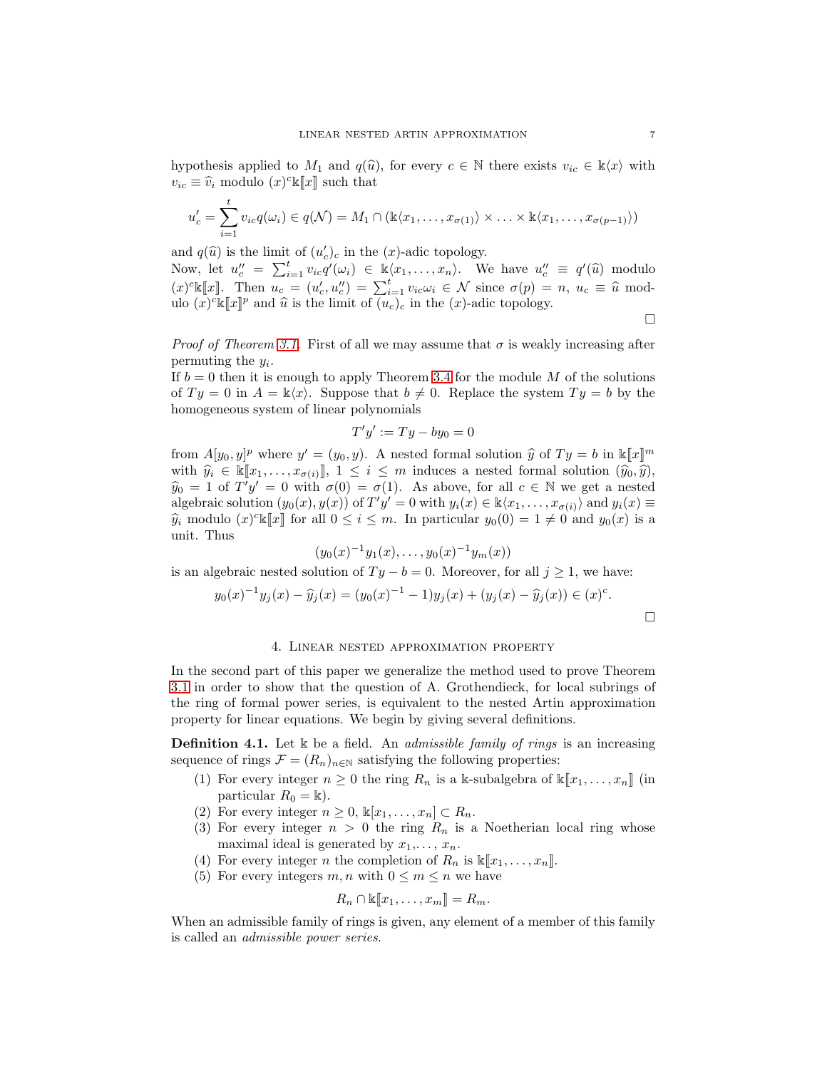hypothesis applied to $M_1$ and $q(\widehat{u})$, for every $c \in \mathbb{N}$ there exists $v_{ic} \in \Bbbk\langle x\rangle$ with $v_{ic} \equiv \widehat{v}_i$ modulo $(x)^c\Bbbk[\![x]\!]$ such that

$$u'_c = \sum_{i=1}^{t} v_{ic} q(\omega_i) \in q(\mathcal{N}) = M_1 \cap (\Bbbk\langle x_1, \ldots, x_{\sigma(1)}\rangle \times \ldots \times \Bbbk\langle x_1, \ldots, x_{\sigma(p-1)}\rangle)$$

and $q(\widehat{u})$ is the limit of $(u'_c)_c$ in the $(x)$-adic topology.
Now, let $u''_c = \sum_{i=1}^{t} v_{ic} q'(\omega_i) \in \Bbbk\langle x_1, \ldots, x_n\rangle$. We have $u''_c \equiv q'(\widehat{u})$ modulo $(x)^c\Bbbk[\![x]\!]$. Then $u_c = (u'_c, u''_c) = \sum_{i=1}^{t} v_{ic}\omega_i \in \mathcal{N}$ since $\sigma(p) = n$, $u_c \equiv \widehat{u}$ modulo $(x)^c\Bbbk[\![x]\!]^p$ and $\widehat{u}$ is the limit of $(u_c)_c$ in the $(x)$-adic topology.

□

*Proof of Theorem 3.1.* First of all we may assume that $\sigma$ is weakly increasing after permuting the $y_i$.
If $b = 0$ then it is enough to apply Theorem 3.4 for the module $M$ of the solutions of $Ty = 0$ in $A = \Bbbk\langle x\rangle$. Suppose that $b \neq 0$. Replace the system $Ty = b$ by the homogeneous system of linear polynomials

$$T'y' := Ty - by_0 = 0$$

from $A[y_0, y]^p$ where $y' = (y_0, y)$. A nested formal solution $\widehat{y}$ of $Ty = b$ in $\Bbbk[\![x]\!]^m$ with $\widehat{y}_i \in \Bbbk[\![x_1, \ldots, x_{\sigma(i)}]\!]$, $1 \leq i \leq m$ induces a nested formal solution $(\widehat{y}_0, \widehat{y})$, $\widehat{y}_0 = 1$ of $T'y' = 0$ with $\sigma(0) = \sigma(1)$. As above, for all $c \in \mathbb{N}$ we get a nested algebraic solution $(y_0(x), y(x))$ of $T'y' = 0$ with $y_i(x) \in \Bbbk\langle x_1, \ldots, x_{\sigma(i)}\rangle$ and $y_i(x) \equiv \widehat{y}_i$ modulo $(x)^c\Bbbk[\![x]\!]$ for all $0 \leq i \leq m$. In particular $y_0(0) = 1 \neq 0$ and $y_0(x)$ is a unit. Thus

$$(y_0(x)^{-1}y_1(x), \ldots, y_0(x)^{-1}y_m(x))$$

is an algebraic nested solution of $Ty - b = 0$. Moreover, for all $j \geq 1$, we have:

$$y_0(x)^{-1}y_j(x) - \widehat{y}_j(x) = (y_0(x)^{-1} - 1)y_j(x) + (y_j(x) - \widehat{y}_j(x)) \in (x)^c.$$

□

## 4. Linear nested approximation property

In the second part of this paper we generalize the method used to prove Theorem 3.1 in order to show that the question of A. Grothendieck, for local subrings of the ring of formal power series, is equivalent to the nested Artin approximation property for linear equations. We begin by giving several definitions.

**Definition 4.1.** Let $\Bbbk$ be a field. An *admissible family of rings* is an increasing sequence of rings $\mathcal{F} = (R_n)_{n\in\mathbb{N}}$ satisfying the following properties:

1. For every integer $n \geq 0$ the ring $R_n$ is a $\Bbbk$-subalgebra of $\Bbbk[\![x_1, \ldots, x_n]\!]$ (in particular $R_0 = \Bbbk$).
2. For every integer $n \geq 0$, $\Bbbk[x_1, \ldots, x_n] \subset R_n$.
3. For every integer $n > 0$ the ring $R_n$ is a Noetherian local ring whose maximal ideal is generated by $x_1, \ldots, x_n$.
4. For every integer $n$ the completion of $R_n$ is $\Bbbk[\![x_1, \ldots, x_n]\!]$.
5. For every integers $m, n$ with $0 \leq m \leq n$ we have

$$R_n \cap \Bbbk[\![x_1, \ldots, x_m]\!] = R_m.$$

When an admissible family of rings is given, any element of a member of this family is called an *admissible power series*.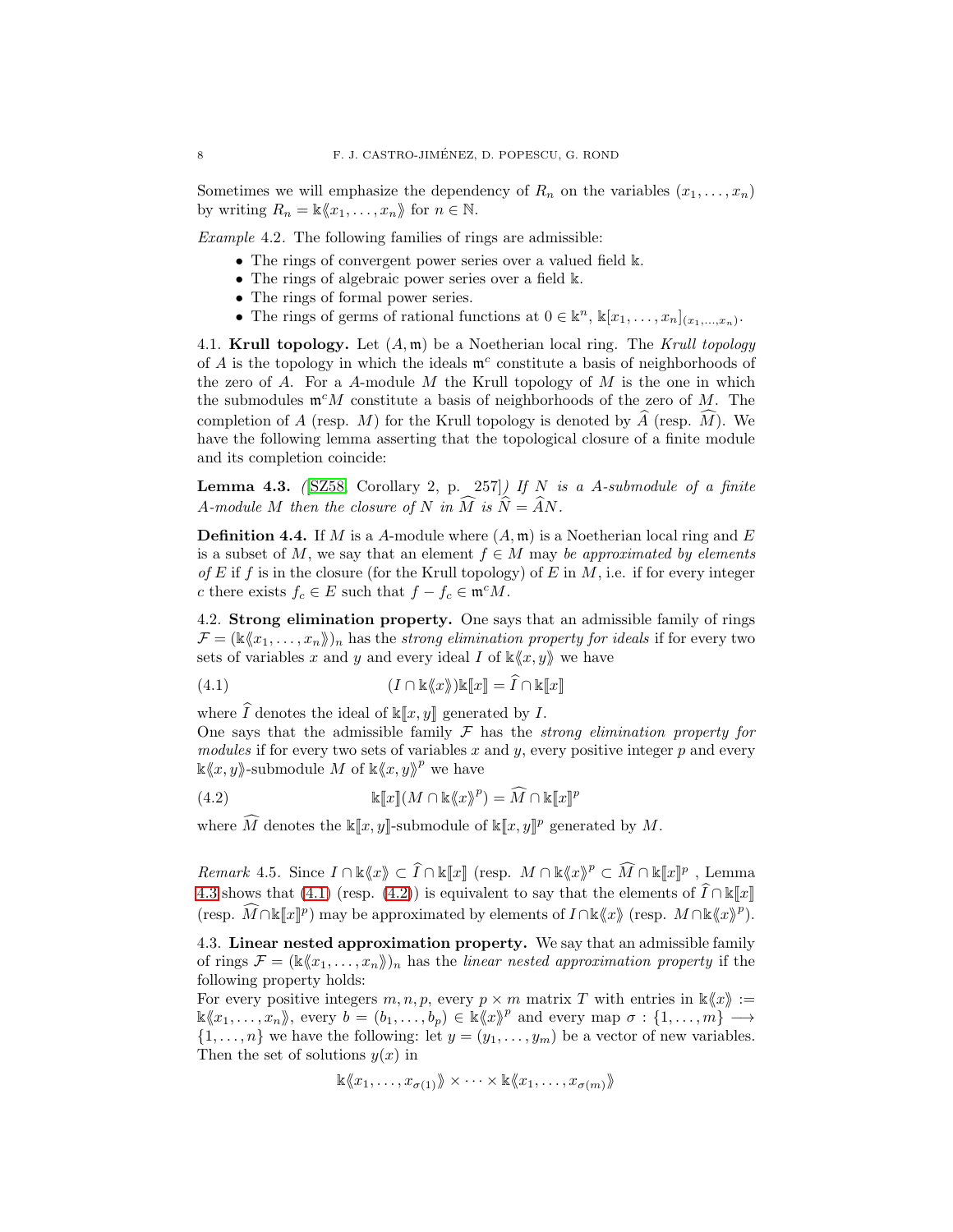Sometimes we will emphasize the dependency of $R_n$ on the variables $(x_1, \ldots, x_n)$ by writing $R_n = \Bbbk\langle\!\langle x_1, \ldots, x_n\rangle\!\rangle$ for $n \in \mathbb{N}$.

*Example* 4.2. The following families of rings are admissible:

- The rings of convergent power series over a valued field $\Bbbk$.
- The rings of algebraic power series over a field $\Bbbk$.
- The rings of formal power series.
- The rings of germs of rational functions at $0 \in \Bbbk^n$, $\Bbbk[x_1, \ldots, x_n]_{(x_1,\ldots,x_n)}$.

4.1. **Krull topology.** Let $(A, \mathfrak{m})$ be a Noetherian local ring. The *Krull topology* of $A$ is the topology in which the ideals $\mathfrak{m}^c$ constitute a basis of neighborhoods of the zero of $A$. For a $A$-module $M$ the Krull topology of $M$ is the one in which the submodules $\mathfrak{m}^c M$ constitute a basis of neighborhoods of the zero of $M$. The completion of $A$ (resp. $M$) for the Krull topology is denoted by $\widehat{A}$ (resp. $\widehat{M}$). We have the following lemma asserting that the topological closure of a finite module and its completion coincide:

**Lemma 4.3.** *([SZ58, Corollary 2, p. 257]) If $N$ is a $A$-submodule of a finite $A$-module $M$ then the closure of $N$ in $\widehat{M}$ is $\widehat{N} = \widehat{A}N$.*

**Definition 4.4.** If $M$ is a $A$-module where $(A, \mathfrak{m})$ is a Noetherian local ring and $E$ is a subset of $M$, we say that an element $f \in M$ may *be approximated by elements of $E$* if $f$ is in the closure (for the Krull topology) of $E$ in $M$, i.e. if for every integer $c$ there exists $f_c \in E$ such that $f - f_c \in \mathfrak{m}^c M$.

4.2. **Strong elimination property.** One says that an admissible family of rings $\mathcal{F} = (\Bbbk\langle\!\langle x_1, \ldots, x_n\rangle\!\rangle)_n$ has the *strong elimination property for ideals* if for every two sets of variables $x$ and $y$ and every ideal $I$ of $\Bbbk\langle\!\langle x, y\rangle\!\rangle$ we have

$$(I \cap \Bbbk\langle\!\langle x\rangle\!\rangle)\Bbbk[\![x]\!] = \widehat{I} \cap \Bbbk[\![x]\!] \tag{4.1}$$

where $\widehat{I}$ denotes the ideal of $\Bbbk[\![x, y]\!]$ generated by $I$.
One says that the admissible family $\mathcal{F}$ has the *strong elimination property for modules* if for every two sets of variables $x$ and $y$, every positive integer $p$ and every $\Bbbk\langle\!\langle x, y\rangle\!\rangle$-submodule $M$ of $\Bbbk\langle\!\langle x, y\rangle\!\rangle^p$ we have

$$\Bbbk[\![x]\!](M \cap \Bbbk\langle\!\langle x\rangle\!\rangle^p) = \widehat{M} \cap \Bbbk[\![x]\!]^p \tag{4.2}$$

where $\widehat{M}$ denotes the $\Bbbk[\![x, y]\!]$-submodule of $\Bbbk[\![x, y]\!]^p$ generated by $M$.

*Remark* 4.5. Since $I \cap \Bbbk\langle\!\langle x\rangle\!\rangle \subset \widehat{I} \cap \Bbbk[\![x]\!]$ (resp. $M \cap \Bbbk\langle\!\langle x\rangle\!\rangle^p \subset \widehat{M} \cap \Bbbk[\![x]\!]^p$ , Lemma 4.3 shows that (4.1) (resp. (4.2)) is equivalent to say that the elements of $\widehat{I} \cap \Bbbk[\![x]\!]$ (resp. $\widehat{M} \cap \Bbbk[\![x]\!]^p$) may be approximated by elements of $I \cap \Bbbk\langle\!\langle x\rangle\!\rangle$ (resp. $M \cap \Bbbk\langle\!\langle x\rangle\!\rangle^p$).

4.3. **Linear nested approximation property.** We say that an admissible family of rings $\mathcal{F} = (\Bbbk\langle\!\langle x_1, \ldots, x_n\rangle\!\rangle)_n$ has the *linear nested approximation property* if the following property holds:
For every positive integers $m, n, p$, every $p \times m$ matrix $T$ with entries in $\Bbbk\langle\!\langle x\rangle\!\rangle := \Bbbk\langle\!\langle x_1, \ldots, x_n\rangle\!\rangle$, every $b = (b_1, \ldots, b_p) \in \Bbbk\langle\!\langle x\rangle\!\rangle^p$ and every map $\sigma : \{1, \ldots, m\} \longrightarrow \{1, \ldots, n\}$ we have the following: let $y = (y_1, \ldots, y_m)$ be a vector of new variables. Then the set of solutions $y(x)$ in

$$\Bbbk\langle\!\langle x_1, \ldots, x_{\sigma(1)}\rangle\!\rangle \times \cdots \times \Bbbk\langle\!\langle x_1, \ldots, x_{\sigma(m)}\rangle\!\rangle$$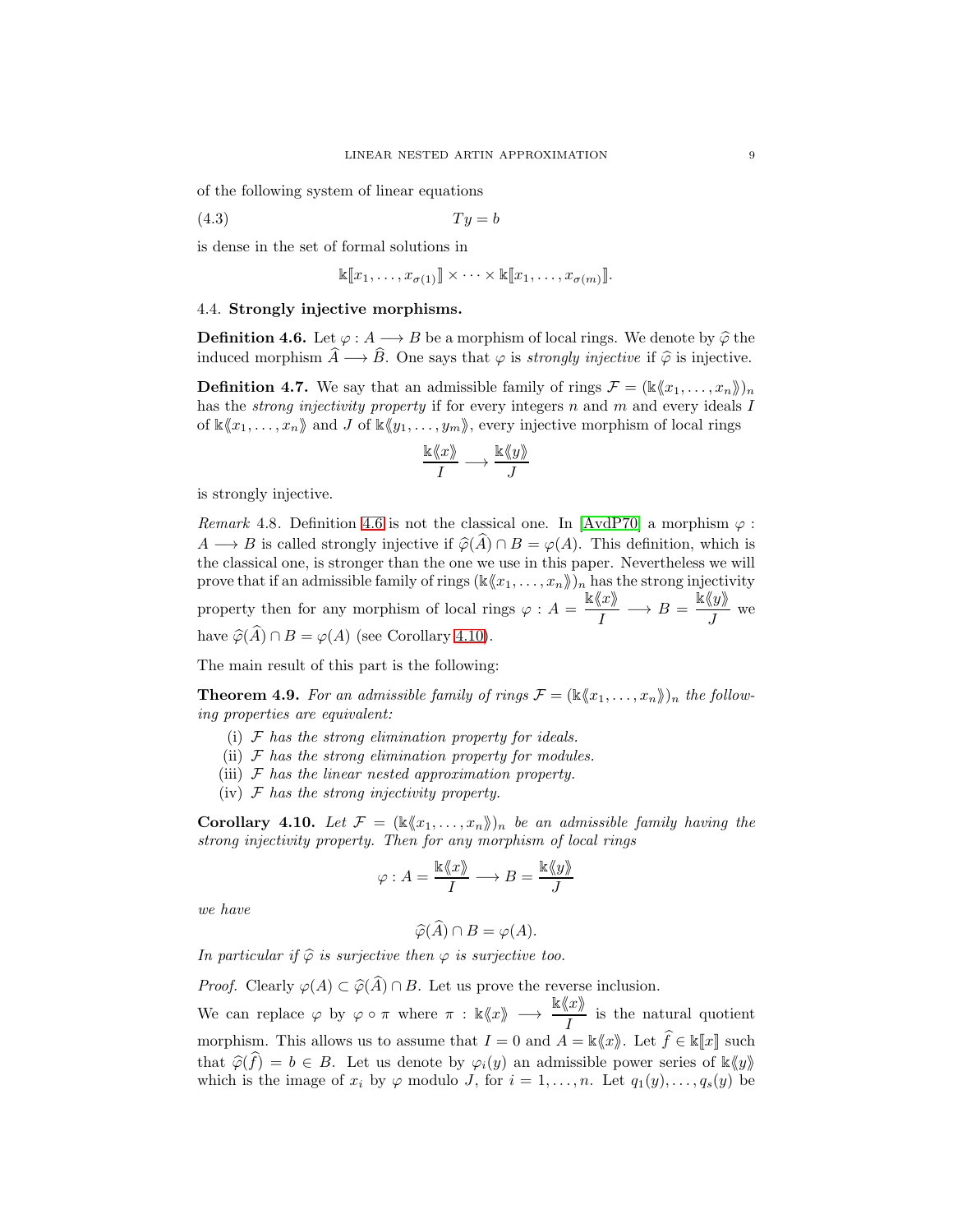of the following system of linear equations

$$Ty = b \tag{4.3}$$

is dense in the set of formal solutions in

$$\mathbb{k}[\![x_1, \ldots, x_{\sigma(1)}]\!] \times \cdots \times \mathbb{k}[\![x_1, \ldots, x_{\sigma(m)}]\!].$$

### 4.4. Strongly injective morphisms.

**Definition 4.6.** Let $\varphi : A \longrightarrow B$ be a morphism of local rings. We denote by $\widehat{\varphi}$ the induced morphism $\widehat{A} \longrightarrow \widehat{B}$. One says that $\varphi$ is *strongly injective* if $\widehat{\varphi}$ is injective.

**Definition 4.7.** We say that an admissible family of rings $\mathcal{F} = (\mathbb{k}\langle\!\langle x_1, \ldots, x_n\rangle\!\rangle)_n$ has the *strong injectivity property* if for every integers $n$ and $m$ and every ideals $I$ of $\mathbb{k}\langle\!\langle x_1, \ldots, x_n\rangle\!\rangle$ and $J$ of $\mathbb{k}\langle\!\langle y_1, \ldots, y_m\rangle\!\rangle$, every injective morphism of local rings

$$\frac{\mathbb{k}\langle\!\langle x\rangle\!\rangle}{I} \longrightarrow \frac{\mathbb{k}\langle\!\langle y\rangle\!\rangle}{J}$$

is strongly injective.

*Remark* 4.8. Definition 4.6 is not the classical one. In [AvdP70] a morphism $\varphi : A \longrightarrow B$ is called strongly injective if $\widehat{\varphi}(\widehat{A}) \cap B = \varphi(A)$. This definition, which is the classical one, is stronger than the one we use in this paper. Nevertheless we will prove that if an admissible family of rings $(\mathbb{k}\langle\!\langle x_1, \ldots, x_n\rangle\!\rangle)_n$ has the strong injectivity property then for any morphism of local rings $\varphi : A = \dfrac{\mathbb{k}\langle\!\langle x\rangle\!\rangle}{I} \longrightarrow B = \dfrac{\mathbb{k}\langle\!\langle y\rangle\!\rangle}{J}$ we have $\widehat{\varphi}(\widehat{A}) \cap B = \varphi(A)$ (see Corollary 4.10).

The main result of this part is the following:

**Theorem 4.9.** *For an admissible family of rings $\mathcal{F} = (\mathbb{k}\langle\!\langle x_1, \ldots, x_n\rangle\!\rangle)_n$ the following properties are equivalent:*

- (i) *$\mathcal{F}$ has the strong elimination property for ideals.*
- (ii) *$\mathcal{F}$ has the strong elimination property for modules.*
- (iii) *$\mathcal{F}$ has the linear nested approximation property.*
- (iv) *$\mathcal{F}$ has the strong injectivity property.*

**Corollary 4.10.** *Let $\mathcal{F} = (\mathbb{k}\langle\!\langle x_1, \ldots, x_n\rangle\!\rangle)_n$ be an admissible family having the strong injectivity property. Then for any morphism of local rings*

$$\varphi : A = \frac{\mathbb{k}\langle\!\langle x\rangle\!\rangle}{I} \longrightarrow B = \frac{\mathbb{k}\langle\!\langle y\rangle\!\rangle}{J}$$

*we have*

$$\widehat{\varphi}(\widehat{A}) \cap B = \varphi(A).$$

*In particular if $\widehat{\varphi}$ is surjective then $\varphi$ is surjective too.*

*Proof.* Clearly $\varphi(A) \subset \widehat{\varphi}(\widehat{A}) \cap B$. Let us prove the reverse inclusion.

We can replace $\varphi$ by $\varphi \circ \pi$ where $\pi : \mathbb{k}\langle\!\langle x\rangle\!\rangle \longrightarrow \dfrac{\mathbb{k}\langle\!\langle x\rangle\!\rangle}{I}$ is the natural quotient morphism. This allows us to assume that $I = 0$ and $A = \mathbb{k}\langle\!\langle x\rangle\!\rangle$. Let $\widehat{f} \in \mathbb{k}[\![x]\!]$ such that $\widehat{\varphi}(\widehat{f}) = b \in B$. Let us denote by $\varphi_i(y)$ an admissible power series of $\mathbb{k}\langle\!\langle y\rangle\!\rangle$ which is the image of $x_i$ by $\varphi$ modulo $J$, for $i = 1, \ldots, n$. Let $q_1(y), \ldots, q_s(y)$ be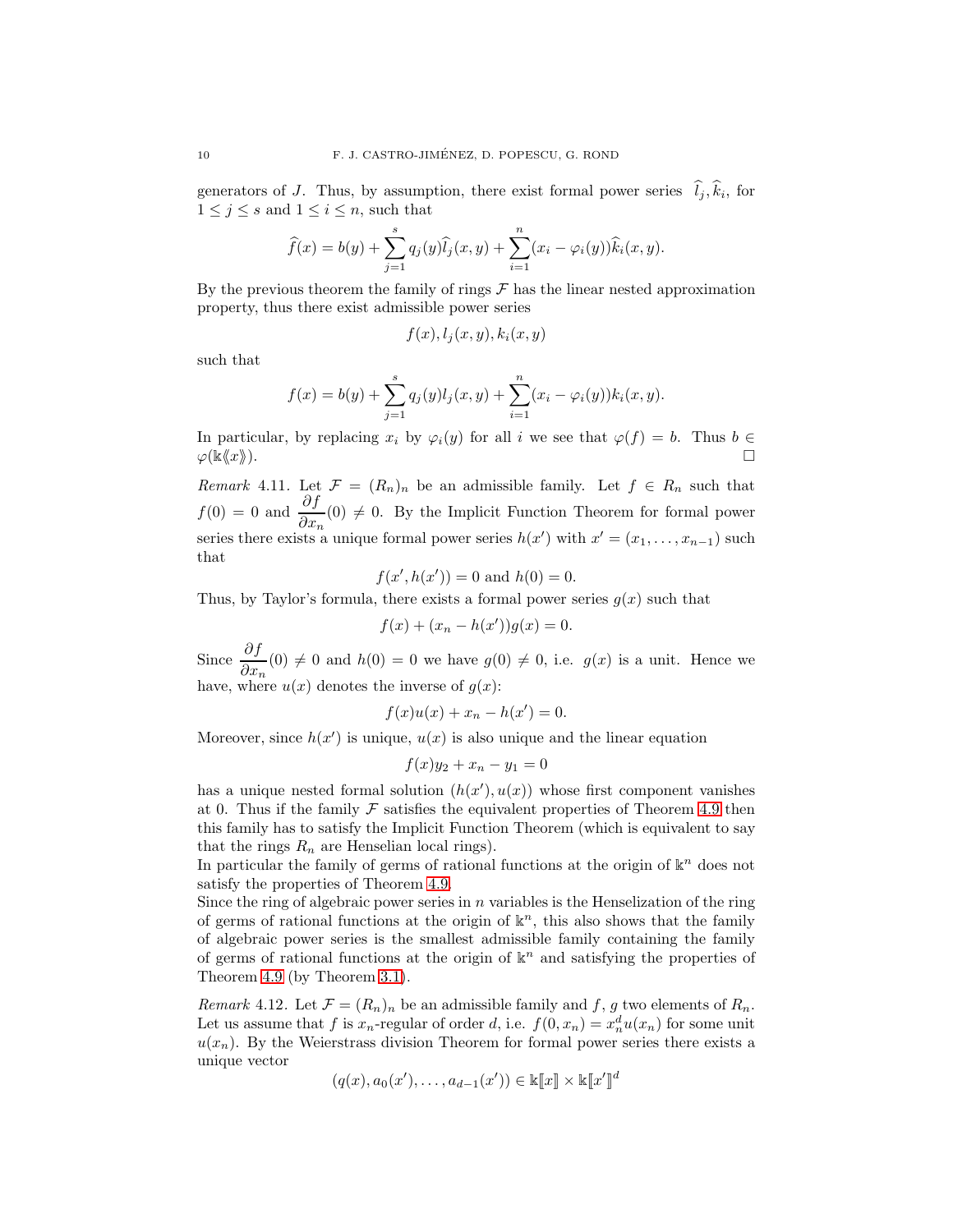generators of $J$. Thus, by assumption, there exist formal power series $\widehat{l}_j, \widehat{k}_i$, for $1 \leq j \leq s$ and $1 \leq i \leq n$, such that

$$\widehat{f}(x) = b(y) + \sum_{j=1}^{s} q_j(y)\widehat{l}_j(x,y) + \sum_{i=1}^{n}(x_i - \varphi_i(y))\widehat{k}_i(x,y).$$

By the previous theorem the family of rings $\mathcal{F}$ has the linear nested approximation property, thus there exist admissible power series

$$f(x), l_j(x,y), k_i(x,y)$$

such that

$$f(x) = b(y) + \sum_{j=1}^{s} q_j(y)l_j(x,y) + \sum_{i=1}^{n}(x_i - \varphi_i(y))k_i(x,y).$$

In particular, by replacing $x_i$ by $\varphi_i(y)$ for all $i$ we see that $\varphi(f) = b$. Thus $b \in \varphi(\Bbbk\langle\langle x\rangle\rangle)$. □

*Remark* 4.11. Let $\mathcal{F} = (R_n)_n$ be an admissible family. Let $f \in R_n$ such that $f(0) = 0$ and $\dfrac{\partial f}{\partial x_n}(0) \neq 0$. By the Implicit Function Theorem for formal power series there exists a unique formal power series $h(x')$ with $x' = (x_1, \ldots, x_{n-1})$ such that

$$f(x', h(x')) = 0 \text{ and } h(0) = 0.$$

Thus, by Taylor's formula, there exists a formal power series $g(x)$ such that

$$f(x) + (x_n - h(x'))g(x) = 0.$$

Since $\dfrac{\partial f}{\partial x_n}(0) \neq 0$ and $h(0) = 0$ we have $g(0) \neq 0$, i.e. $g(x)$ is a unit. Hence we have, where $u(x)$ denotes the inverse of $g(x)$:

$$f(x)u(x) + x_n - h(x') = 0.$$

Moreover, since $h(x')$ is unique, $u(x)$ is also unique and the linear equation

$$f(x)y_2 + x_n - y_1 = 0$$

has a unique nested formal solution $(h(x'), u(x))$ whose first component vanishes at 0. Thus if the family $\mathcal{F}$ satisfies the equivalent properties of Theorem 4.9 then this family has to satisfy the Implicit Function Theorem (which is equivalent to say that the rings $R_n$ are Henselian local rings).

In particular the family of germs of rational functions at the origin of $\Bbbk^n$ does not satisfy the properties of Theorem 4.9.

Since the ring of algebraic power series in $n$ variables is the Henselization of the ring of germs of rational functions at the origin of $\Bbbk^n$, this also shows that the family of algebraic power series is the smallest admissible family containing the family of germs of rational functions at the origin of $\Bbbk^n$ and satisfying the properties of Theorem 4.9 (by Theorem 3.1).

*Remark* 4.12. Let $\mathcal{F} = (R_n)_n$ be an admissible family and $f$, $g$ two elements of $R_n$. Let us assume that $f$ is $x_n$-regular of order $d$, i.e. $f(0, x_n) = x_n^d u(x_n)$ for some unit $u(x_n)$. By the Weierstrass division Theorem for formal power series there exists a unique vector

$$(q(x), a_0(x'), \ldots, a_{d-1}(x')) \in \Bbbk[\![x]\!] \times \Bbbk[\![x']\!]^d$$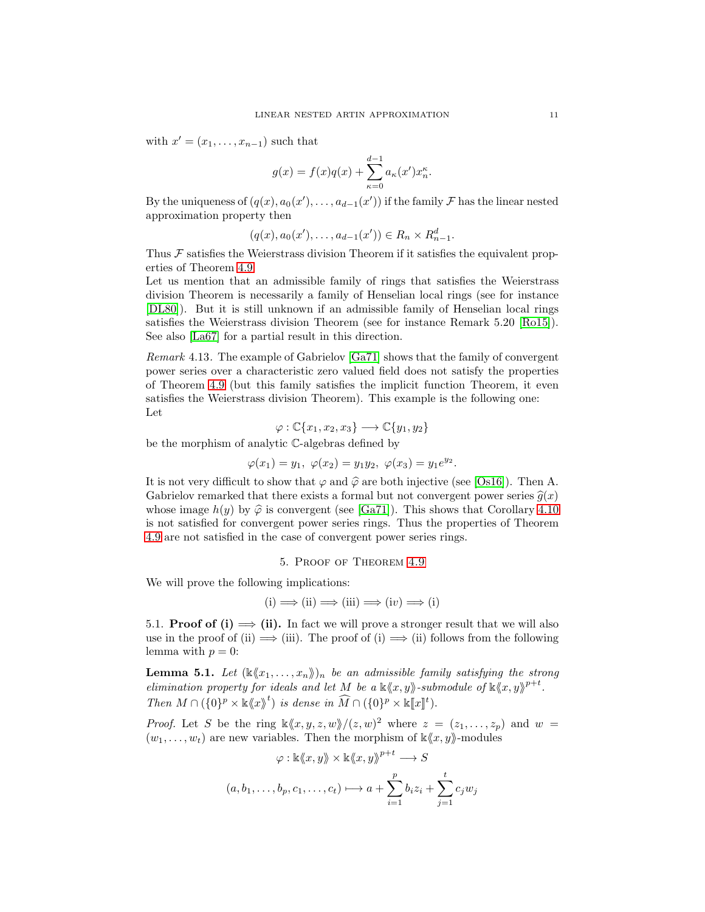with $x' = (x_1, \ldots, x_{n-1})$ such that

$$g(x) = f(x)q(x) + \sum_{\kappa=0}^{d-1} a_\kappa(x')x_n^\kappa.$$

By the uniqueness of $(q(x), a_0(x'), \ldots, a_{d-1}(x'))$ if the family $\mathcal{F}$ has the linear nested approximation property then

$$(q(x), a_0(x'), \ldots, a_{d-1}(x')) \in R_n \times R_{n-1}^d.$$

Thus $\mathcal{F}$ satisfies the Weierstrass division Theorem if it satisfies the equivalent properties of Theorem 4.9.

Let us mention that an admissible family of rings that satisfies the Weierstrass division Theorem is necessarily a family of Henselian local rings (see for instance [DL80]). But it is still unknown if an admissible family of Henselian local rings satisfies the Weierstrass division Theorem (see for instance Remark 5.20 [Ro15]). See also [La67] for a partial result in this direction.

*Remark* 4.13. The example of Gabrielov [Ga71] shows that the family of convergent power series over a characteristic zero valued field does not satisfy the properties of Theorem 4.9 (but this family satisfies the implicit function Theorem, it even satisfies the Weierstrass division Theorem). This example is the following one: Let

$$\varphi : \mathbb{C}\{x_1, x_2, x_3\} \longrightarrow \mathbb{C}\{y_1, y_2\}$$

be the morphism of analytic $\mathbb{C}$-algebras defined by

$$\varphi(x_1) = y_1,\ \varphi(x_2) = y_1y_2,\ \varphi(x_3) = y_1e^{y_2}.$$

It is not very difficult to show that $\varphi$ and $\widehat{\varphi}$ are both injective (see [Os16]). Then A. Gabrielov remarked that there exists a formal but not convergent power series $\widehat{g}(x)$ whose image $h(y)$ by $\widehat{\varphi}$ is convergent (see [Ga71]). This shows that Corollary 4.10 is not satisfied for convergent power series rings. Thus the properties of Theorem 4.9 are not satisfied in the case of convergent power series rings.

## 5. Proof of Theorem 4.9

We will prove the following implications:

$$\text{(i)} \Longrightarrow \text{(ii)} \Longrightarrow \text{(iii)} \Longrightarrow (iv) \Longrightarrow \text{(i)}$$

5.1. **Proof of (i) $\Longrightarrow$ (ii).** In fact we will prove a stronger result that we will also use in the proof of (ii) $\Longrightarrow$ (iii). The proof of (i) $\Longrightarrow$ (ii) follows from the following lemma with $p = 0$:

**Lemma 5.1.** *Let $(\mathbb{k}\langle\!\langle x_1, \ldots, x_n\rangle\!\rangle)_n$ be an admissible family satisfying the strong elimination property for ideals and let $M$ be a $\mathbb{k}\langle\!\langle x, y\rangle\!\rangle$-submodule of $\mathbb{k}\langle\!\langle x, y\rangle\!\rangle^{p+t}$. Then $M \cap (\{0\}^p \times \mathbb{k}\langle\!\langle x\rangle\!\rangle^t)$ is dense in $\widehat{M} \cap (\{0\}^p \times \mathbb{k}[\![x]\!]^t)$.*

*Proof.* Let $S$ be the ring $\mathbb{k}\langle\!\langle x, y, z, w\rangle\!\rangle/(z, w)^2$ where $z = (z_1, \ldots, z_p)$ and $w = (w_1, \ldots, w_t)$ are new variables. Then the morphism of $\mathbb{k}\langle\!\langle x, y\rangle\!\rangle$-modules

$$\varphi : \mathbb{k}\langle\!\langle x, y\rangle\!\rangle \times \mathbb{k}\langle\!\langle x, y\rangle\!\rangle^{p+t} \longrightarrow S$$

$$(a, b_1, \ldots, b_p, c_1, \ldots, c_t) \longmapsto a + \sum_{i=1}^{p} b_iz_i + \sum_{j=1}^{t} c_jw_j$$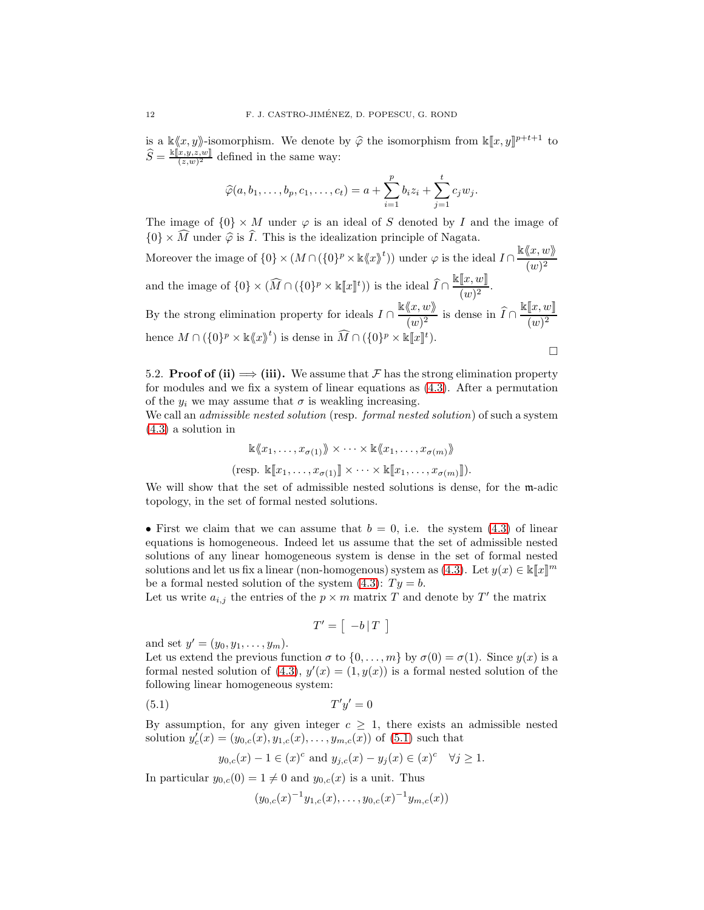is a $\mathbb{k}\langle\!\langle x, y\rangle\!\rangle$-isomorphism. We denote by $\widehat{\varphi}$ the isomorphism from $\mathbb{k}[\![x, y]\!]^{p+t+1}$ to $\widehat{S} = \frac{\mathbb{k}[\![x,y,z,w]\!]}{(z,w)^2}$ defined in the same way:

$$\widehat{\varphi}(a, b_1, \ldots, b_p, c_1, \ldots, c_t) = a + \sum_{i=1}^{p} b_i z_i + \sum_{j=1}^{t} c_j w_j.$$

The image of $\{0\} \times M$ under $\varphi$ is an ideal of $S$ denoted by $I$ and the image of $\{0\} \times \widehat{M}$ under $\widehat{\varphi}$ is $\widehat{I}$. This is the idealization principle of Nagata.

Moreover the image of $\{0\} \times (M \cap (\{0\}^p \times \mathbb{k}\langle\!\langle x\rangle\!\rangle^t))$ under $\varphi$ is the ideal $I \cap \dfrac{\mathbb{k}\langle\!\langle x, w\rangle\!\rangle}{(w)^2}$ and the image of $\{0\} \times (\widehat{M} \cap (\{0\}^p \times \mathbb{k}[\![x]\!]^t))$ is the ideal $\widehat{I} \cap \dfrac{\mathbb{k}[\![x, w]\!]}{(w)^2}$.

By the strong elimination property for ideals $I \cap \dfrac{\mathbb{k}\langle\!\langle x, w\rangle\!\rangle}{(w)^2}$ is dense in $\widehat{I} \cap \dfrac{\mathbb{k}[\![x, w]\!]}{(w)^2}$ hence $M \cap (\{0\}^p \times \mathbb{k}\langle\!\langle x\rangle\!\rangle^t)$ is dense in $\widehat{M} \cap (\{0\}^p \times \mathbb{k}[\![x]\!]^t)$.

□

5.2. **Proof of (ii) $\Longrightarrow$ (iii).** We assume that $\mathcal{F}$ has the strong elimination property for modules and we fix a system of linear equations as (4.3). After a permutation of the $y_i$ we may assume that $\sigma$ is weakling increasing.

We call an *admissible nested solution* (resp. *formal nested solution*) of such a system (4.3) a solution in

$$\mathbb{k}\langle\!\langle x_1, \ldots, x_{\sigma(1)}\rangle\!\rangle \times \cdots \times \mathbb{k}\langle\!\langle x_1, \ldots, x_{\sigma(m)}\rangle\!\rangle$$

$$(\text{resp. } \mathbb{k}[\![x_1, \ldots, x_{\sigma(1)}]\!] \times \cdots \times \mathbb{k}[\![x_1, \ldots, x_{\sigma(m)}]\!]).$$

We will show that the set of admissible nested solutions is dense, for the $\mathfrak{m}$-adic topology, in the set of formal nested solutions.

• First we claim that we can assume that $b = 0$, i.e. the system (4.3) of linear equations is homogeneous. Indeed let us assume that the set of admissible nested solutions of any linear homogeneous system is dense in the set of formal nested solutions and let us fix a linear (non-homogenous) system as (4.3). Let $y(x) \in \mathbb{k}[\![x]\!]^m$ be a formal nested solution of the system (4.3): $Ty = b$.

Let us write $a_{i,j}$ the entries of the $p \times m$ matrix $T$ and denote by $T'$ the matrix

$$T' = \left[\ -b \,|\, T\ \right]$$

and set $y' = (y_0, y_1, \ldots, y_m)$.

Let us extend the previous function $\sigma$ to $\{0, \ldots, m\}$ by $\sigma(0) = \sigma(1)$. Since $y(x)$ is a formal nested solution of (4.3), $y'(x) = (1, y(x))$ is a formal nested solution of the following linear homogeneous system:

$$T'y' = 0 \tag{5.1}$$

By assumption, for any given integer $c \geq 1$, there exists an admissible nested solution $y'_c(x) = (y_{0,c}(x), y_{1,c}(x), \ldots, y_{m,c}(x))$ of (5.1) such that

$$y_{0,c}(x) - 1 \in (x)^c \text{ and } y_{j,c}(x) - y_j(x) \in (x)^c \quad \forall j \geq 1.$$

In particular $y_{0,c}(0) = 1 \neq 0$ and $y_{0,c}(x)$ is a unit. Thus

$$(y_{0,c}(x)^{-1} y_{1,c}(x), \ldots, y_{0,c}(x)^{-1} y_{m,c}(x))$$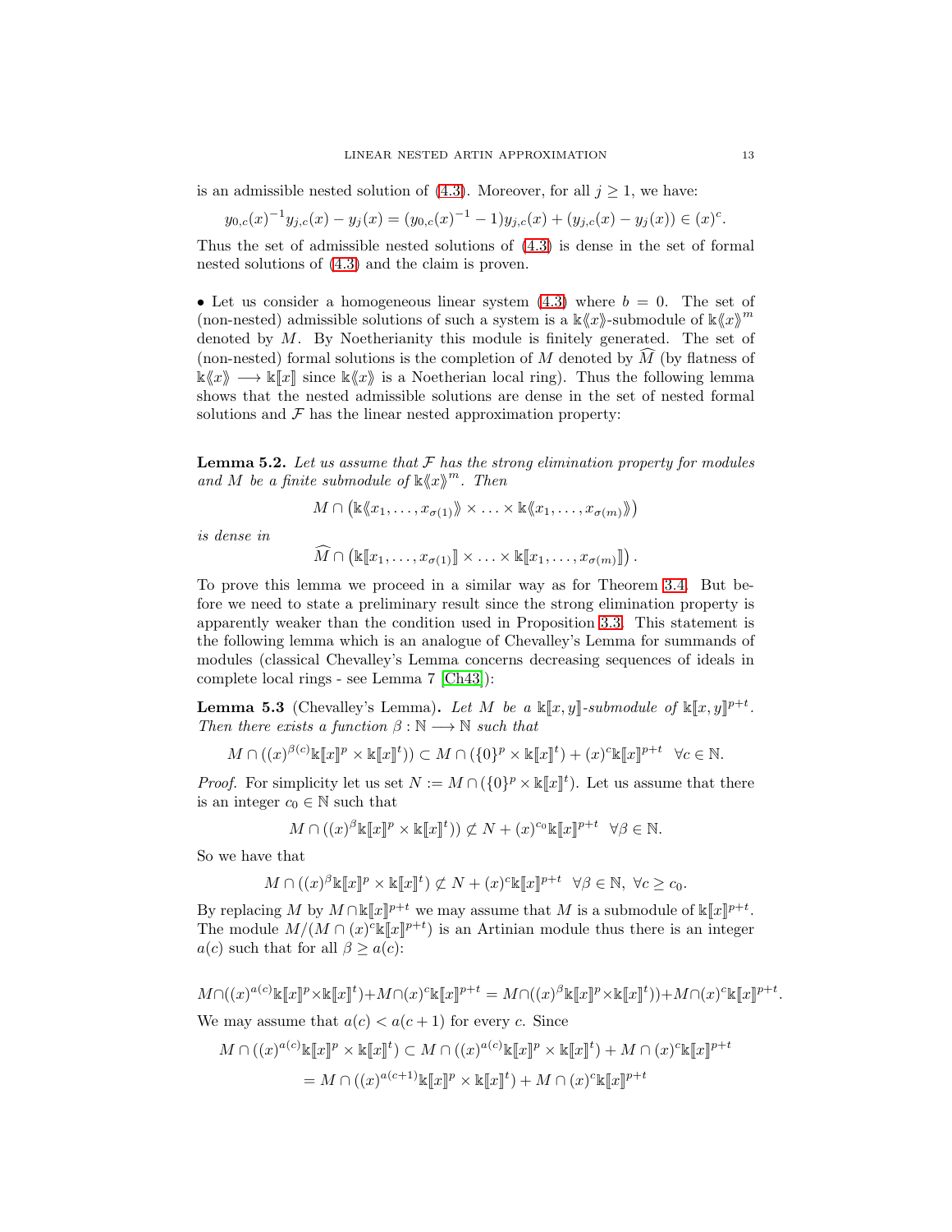is an admissible nested solution of (4.3). Moreover, for all $j \geq 1$, we have:

$$y_{0,c}(x)^{-1}y_{j,c}(x) - y_j(x) = (y_{0,c}(x)^{-1} - 1)y_{j,c}(x) + (y_{j,c}(x) - y_j(x)) \in (x)^c.$$

Thus the set of admissible nested solutions of (4.3) is dense in the set of formal nested solutions of (4.3) and the claim is proven.

• Let us consider a homogeneous linear system (4.3) where $b = 0$. The set of (non-nested) admissible solutions of such a system is a $\mathbb{k}\langle\!\langle x\rangle\!\rangle$-submodule of $\mathbb{k}\langle\!\langle x\rangle\!\rangle^m$ denoted by $M$. By Noetherianity this module is finitely generated. The set of (non-nested) formal solutions is the completion of $M$ denoted by $\widehat{M}$ (by flatness of $\mathbb{k}\langle\!\langle x\rangle\!\rangle \longrightarrow \mathbb{k}[\![x]\!]$ since $\mathbb{k}\langle\!\langle x\rangle\!\rangle$ is a Noetherian local ring). Thus the following lemma shows that the nested admissible solutions are dense in the set of nested formal solutions and $\mathcal{F}$ has the linear nested approximation property:

**Lemma 5.2.** *Let us assume that $\mathcal{F}$ has the strong elimination property for modules and $M$ be a finite submodule of $\mathbb{k}\langle\!\langle x\rangle\!\rangle^m$. Then*

$$M \cap \left(\mathbb{k}\langle\!\langle x_1,\ldots,x_{\sigma(1)}\rangle\!\rangle \times \ldots \times \mathbb{k}\langle\!\langle x_1,\ldots,x_{\sigma(m)}\rangle\!\rangle\right)$$

*is dense in*

$$\widehat{M} \cap \left(\mathbb{k}[\![x_1,\ldots,x_{\sigma(1)}]\!] \times \ldots \times \mathbb{k}[\![x_1,\ldots,x_{\sigma(m)}]\!]\right).$$

To prove this lemma we proceed in a similar way as for Theorem 3.4. But before we need to state a preliminary result since the strong elimination property is apparently weaker than the condition used in Proposition 3.3. This statement is the following lemma which is an analogue of Chevalley's Lemma for summands of modules (classical Chevalley's Lemma concerns decreasing sequences of ideals in complete local rings - see Lemma 7 [Ch43]):

**Lemma 5.3** (Chevalley's Lemma)**.** *Let $M$ be a $\mathbb{k}[\![x,y]\!]$-submodule of $\mathbb{k}[\![x,y]\!]^{p+t}$. Then there exists a function $\beta : \mathbb{N} \longrightarrow \mathbb{N}$ such that*

$$M \cap ((x)^{\beta(c)}\mathbb{k}[\![x]\!]^p \times \mathbb{k}[\![x]\!]^t)) \subset M \cap (\{0\}^p \times \mathbb{k}[\![x]\!]^t) + (x)^c\mathbb{k}[\![x]\!]^{p+t} \quad \forall c \in \mathbb{N}.$$

*Proof.* For simplicity let us set $N := M \cap (\{0\}^p \times \mathbb{k}[\![x]\!]^t)$. Let us assume that there is an integer $c_0 \in \mathbb{N}$ such that

$$M \cap ((x)^{\beta}\mathbb{k}[\![x]\!]^p \times \mathbb{k}[\![x]\!]^t)) \not\subset N + (x)^{c_0}\mathbb{k}[\![x]\!]^{p+t} \quad \forall \beta \in \mathbb{N}.$$

So we have that

$$M \cap ((x)^{\beta}\mathbb{k}[\![x]\!]^p \times \mathbb{k}[\![x]\!]^t) \not\subset N + (x)^{c}\mathbb{k}[\![x]\!]^{p+t} \quad \forall \beta \in \mathbb{N},\ \forall c \geq c_0.$$

By replacing $M$ by $M \cap \mathbb{k}[\![x]\!]^{p+t}$ we may assume that $M$ is a submodule of $\mathbb{k}[\![x]\!]^{p+t}$. The module $M/(M \cap (x)^c\mathbb{k}[\![x]\!]^{p+t})$ is an Artinian module thus there is an integer $a(c)$ such that for all $\beta \geq a(c)$:

$$M \cap ((x)^{a(c)}\mathbb{k}[\![x]\!]^p \times \mathbb{k}[\![x]\!]^t) + M \cap (x)^c\mathbb{k}[\![x]\!]^{p+t} = M \cap ((x)^{\beta}\mathbb{k}[\![x]\!]^p \times \mathbb{k}[\![x]\!]^t)) + M \cap (x)^c\mathbb{k}[\![x]\!]^{p+t}.$$

We may assume that $a(c) < a(c+1)$ for every $c$. Since

$$M \cap ((x)^{a(c)}\mathbb{k}[\![x]\!]^p \times \mathbb{k}[\![x]\!]^t) \subset M \cap ((x)^{a(c)}\mathbb{k}[\![x]\!]^p \times \mathbb{k}[\![x]\!]^t) + M \cap (x)^c\mathbb{k}[\![x]\!]^{p+t}$$
$$= M \cap ((x)^{a(c+1)}\mathbb{k}[\![x]\!]^p \times \mathbb{k}[\![x]\!]^t) + M \cap (x)^c\mathbb{k}[\![x]\!]^{p+t}$$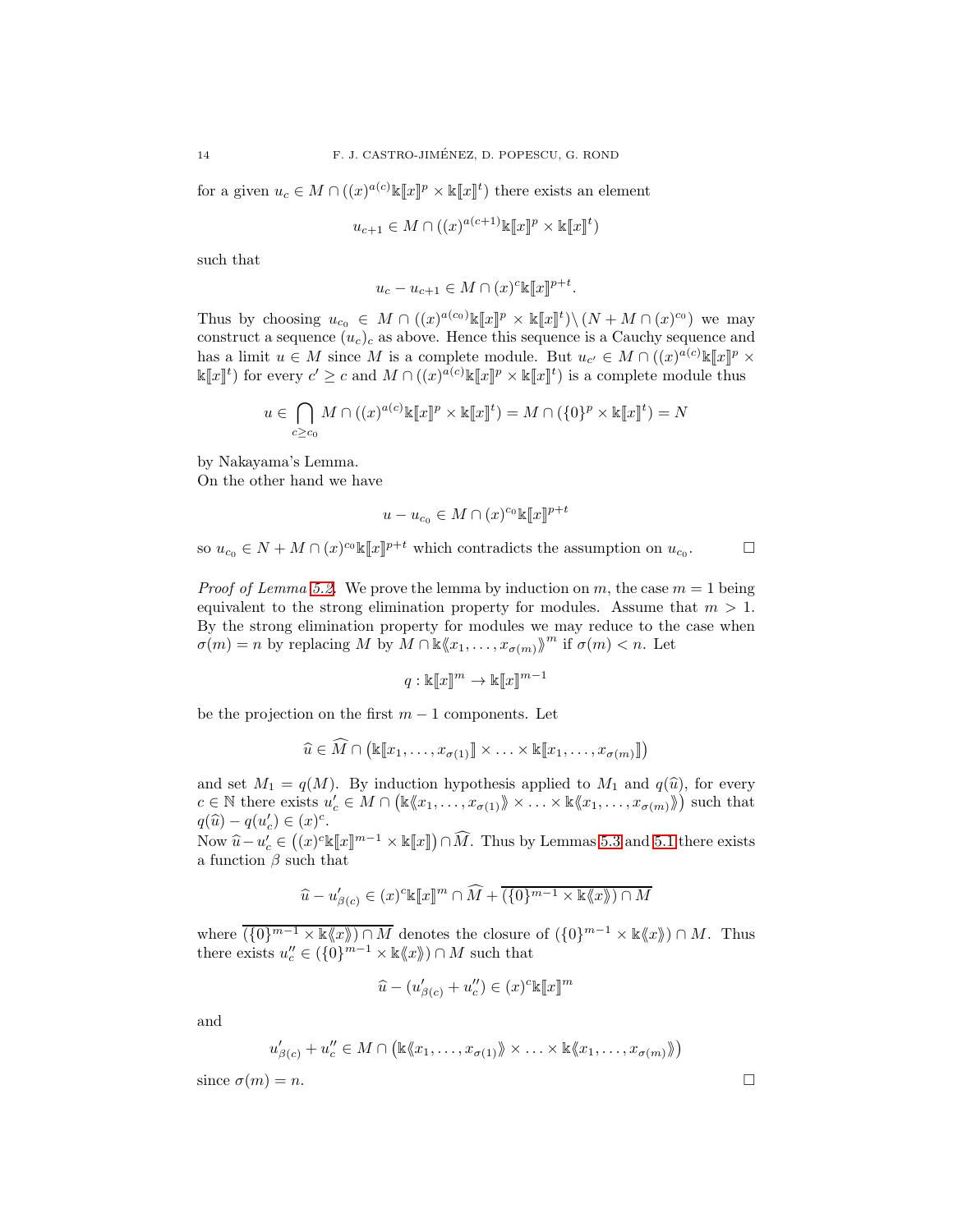for a given $u_c \in M \cap ((x)^{a(c)}\Bbbk[\![x]\!]^p \times \Bbbk[\![x]\!]^t)$ there exists an element

$$u_{c+1} \in M \cap ((x)^{a(c+1)}\Bbbk[\![x]\!]^p \times \Bbbk[\![x]\!]^t)$$

such that

$$u_c - u_{c+1} \in M \cap (x)^c \Bbbk[\![x]\!]^{p+t}.$$

Thus by choosing $u_{c_0} \in M \cap ((x)^{a(c_0)}\Bbbk[\![x]\!]^p \times \Bbbk[\![x]\!]^t) \setminus (N + M \cap (x)^{c_0})$ we may construct a sequence $(u_c)_c$ as above. Hence this sequence is a Cauchy sequence and has a limit $u \in M$ since $M$ is a complete module. But $u_{c'} \in M \cap ((x)^{a(c)}\Bbbk[\![x]\!]^p \times \Bbbk[\![x]\!]^t)$ for every $c' \geq c$ and $M \cap ((x)^{a(c)}\Bbbk[\![x]\!]^p \times \Bbbk[\![x]\!]^t)$ is a complete module thus

$$u \in \bigcap_{c \geq c_0} M \cap ((x)^{a(c)}\Bbbk[\![x]\!]^p \times \Bbbk[\![x]\!]^t) = M \cap (\{0\}^p \times \Bbbk[\![x]\!]^t) = N$$

by Nakayama's Lemma.
On the other hand we have

$$u - u_{c_0} \in M \cap (x)^{c_0} \Bbbk[\![x]\!]^{p+t}$$

so $u_{c_0} \in N + M \cap (x)^{c_0}\Bbbk[\![x]\!]^{p+t}$ which contradicts the assumption on $u_{c_0}$. □

*Proof of Lemma 5.2.* We prove the lemma by induction on $m$, the case $m = 1$ being equivalent to the strong elimination property for modules. Assume that $m > 1$. By the strong elimination property for modules we may reduce to the case when $\sigma(m) = n$ by replacing $M$ by $M \cap \Bbbk\langle\!\langle x_1, \ldots, x_{\sigma(m)}\rangle\!\rangle^m$ if $\sigma(m) < n$. Let

$$q : \Bbbk[\![x]\!]^m \to \Bbbk[\![x]\!]^{m-1}$$

be the projection on the first $m - 1$ components. Let

$$\widehat{u} \in \widehat{M} \cap \left(\Bbbk[\![x_1, \ldots, x_{\sigma(1)}]\!] \times \ldots \times \Bbbk[\![x_1, \ldots, x_{\sigma(m)}]\!]\right)$$

and set $M_1 = q(M)$. By induction hypothesis applied to $M_1$ and $q(\widehat{u})$, for every $c \in \mathbb{N}$ there exists $u'_c \in M \cap \left(\Bbbk\langle\!\langle x_1, \ldots, x_{\sigma(1)}\rangle\!\rangle \times \ldots \times \Bbbk\langle\!\langle x_1, \ldots, x_{\sigma(m)}\rangle\!\rangle\right)$ such that $q(\widehat{u}) - q(u'_c) \in (x)^c$.
Now $\widehat{u} - u'_c \in \left((x)^c\Bbbk[\![x]\!]^{m-1} \times \Bbbk[\![x]\!]\right) \cap \widehat{M}$. Thus by Lemmas 5.3 and 5.1 there exists a function $\beta$ such that

$$\widehat{u} - u'_{\beta(c)} \in (x)^c \Bbbk[\![x]\!]^m \cap \widehat{M} + \overline{(\{0\}^{m-1} \times \Bbbk\langle\!\langle x\rangle\!\rangle) \cap M}$$

where $\overline{(\{0\}^{m-1} \times \Bbbk\langle\!\langle x\rangle\!\rangle) \cap M}$ denotes the closure of $(\{0\}^{m-1} \times \Bbbk\langle\!\langle x\rangle\!\rangle) \cap M$. Thus there exists $u''_c \in (\{0\}^{m-1} \times \Bbbk\langle\!\langle x\rangle\!\rangle) \cap M$ such that

$$\widehat{u} - (u'_{\beta(c)} + u''_c) \in (x)^c \Bbbk[\![x]\!]^m$$

and

$$u'_{\beta(c)} + u''_c \in M \cap \left(\Bbbk\langle\!\langle x_1, \ldots, x_{\sigma(1)}\rangle\!\rangle \times \ldots \times \Bbbk\langle\!\langle x_1, \ldots, x_{\sigma(m)}\rangle\!\rangle\right)$$

since $\sigma(m) = n$. □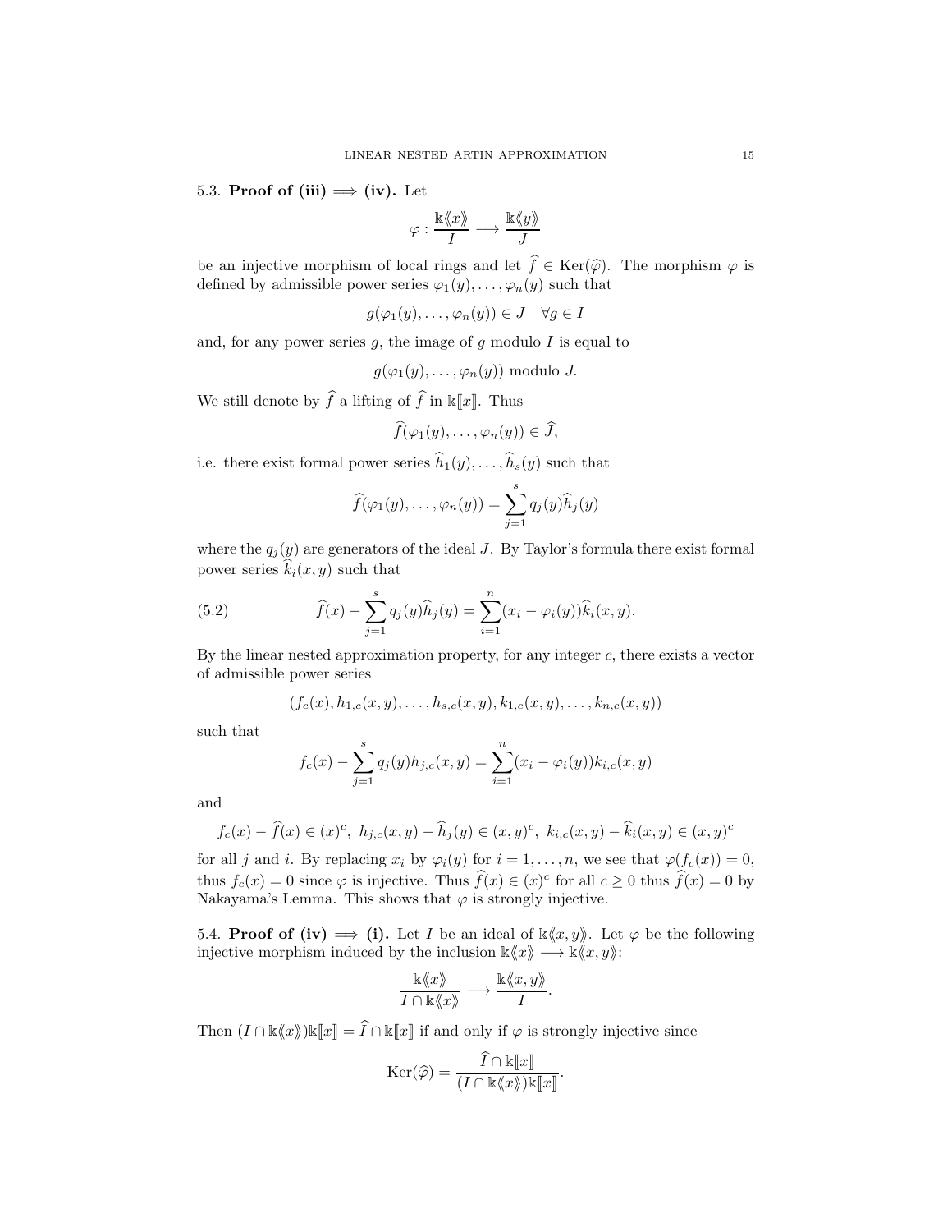### 5.3. **Proof of (iii) $\Longrightarrow$ (iv).**

Let

$$\varphi : \frac{\Bbbk\langle\!\langle x\rangle\!\rangle}{I} \longrightarrow \frac{\Bbbk\langle\!\langle y\rangle\!\rangle}{J}$$

be an injective morphism of local rings and let $\widehat{f} \in \operatorname{Ker}(\widehat{\varphi})$. The morphism $\varphi$ is defined by admissible power series $\varphi_1(y), \ldots, \varphi_n(y)$ such that

$$g(\varphi_1(y), \ldots, \varphi_n(y)) \in J \quad \forall g \in I$$

and, for any power series $g$, the image of $g$ modulo $I$ is equal to

$$g(\varphi_1(y), \ldots, \varphi_n(y)) \text{ modulo } J.$$

We still denote by $\widehat{f}$ a lifting of $\widehat{f}$ in $\Bbbk[\![x]\!]$. Thus

$$\widehat{f}(\varphi_1(y), \ldots, \varphi_n(y)) \in \widehat{J},$$

i.e. there exist formal power series $\widehat{h}_1(y), \ldots, \widehat{h}_s(y)$ such that

$$\widehat{f}(\varphi_1(y), \ldots, \varphi_n(y)) = \sum_{j=1}^{s} q_j(y)\widehat{h}_j(y)$$

where the $q_j(y)$ are generators of the ideal $J$. By Taylor's formula there exist formal power series $\widehat{k}_i(x, y)$ such that

$$\widehat{f}(x) - \sum_{j=1}^{s} q_j(y)\widehat{h}_j(y) = \sum_{i=1}^{n} (x_i - \varphi_i(y))\widehat{k}_i(x, y). \tag{5.2}$$

By the linear nested approximation property, for any integer $c$, there exists a vector of admissible power series

$$(f_c(x), h_{1,c}(x, y), \ldots, h_{s,c}(x, y), k_{1,c}(x, y), \ldots, k_{n,c}(x, y))$$

such that

$$f_c(x) - \sum_{j=1}^{s} q_j(y)h_{j,c}(x, y) = \sum_{i=1}^{n} (x_i - \varphi_i(y))k_{i,c}(x, y)$$

and

$$f_c(x) - \widehat{f}(x) \in (x)^c, \ h_{j,c}(x, y) - \widehat{h}_j(y) \in (x, y)^c, \ k_{i,c}(x, y) - \widehat{k}_i(x, y) \in (x, y)^c$$

for all $j$ and $i$. By replacing $x_i$ by $\varphi_i(y)$ for $i = 1, \ldots, n$, we see that $\varphi(f_c(x)) = 0$, thus $f_c(x) = 0$ since $\varphi$ is injective. Thus $\widehat{f}(x) \in (x)^c$ for all $c \geq 0$ thus $\widehat{f}(x) = 0$ by Nakayama's Lemma. This shows that $\varphi$ is strongly injective.

### 5.4. **Proof of (iv) $\Longrightarrow$ (i).**

Let $I$ be an ideal of $\Bbbk\langle\!\langle x, y\rangle\!\rangle$. Let $\varphi$ be the following injective morphism induced by the inclusion $\Bbbk\langle\!\langle x\rangle\!\rangle \longrightarrow \Bbbk\langle\!\langle x, y\rangle\!\rangle$:

$$\frac{\Bbbk\langle\!\langle x\rangle\!\rangle}{I \cap \Bbbk\langle\!\langle x\rangle\!\rangle} \longrightarrow \frac{\Bbbk\langle\!\langle x, y\rangle\!\rangle}{I}.$$

Then $(I \cap \Bbbk\langle\!\langle x\rangle\!\rangle)\Bbbk[\![x]\!] = \widehat{I} \cap \Bbbk[\![x]\!]$ if and only if $\varphi$ is strongly injective since

$$\operatorname{Ker}(\widehat{\varphi}) = \frac{\widehat{I} \cap \Bbbk[\![x]\!]}{(I \cap \Bbbk\langle\!\langle x\rangle\!\rangle)\Bbbk[\![x]\!]}.$$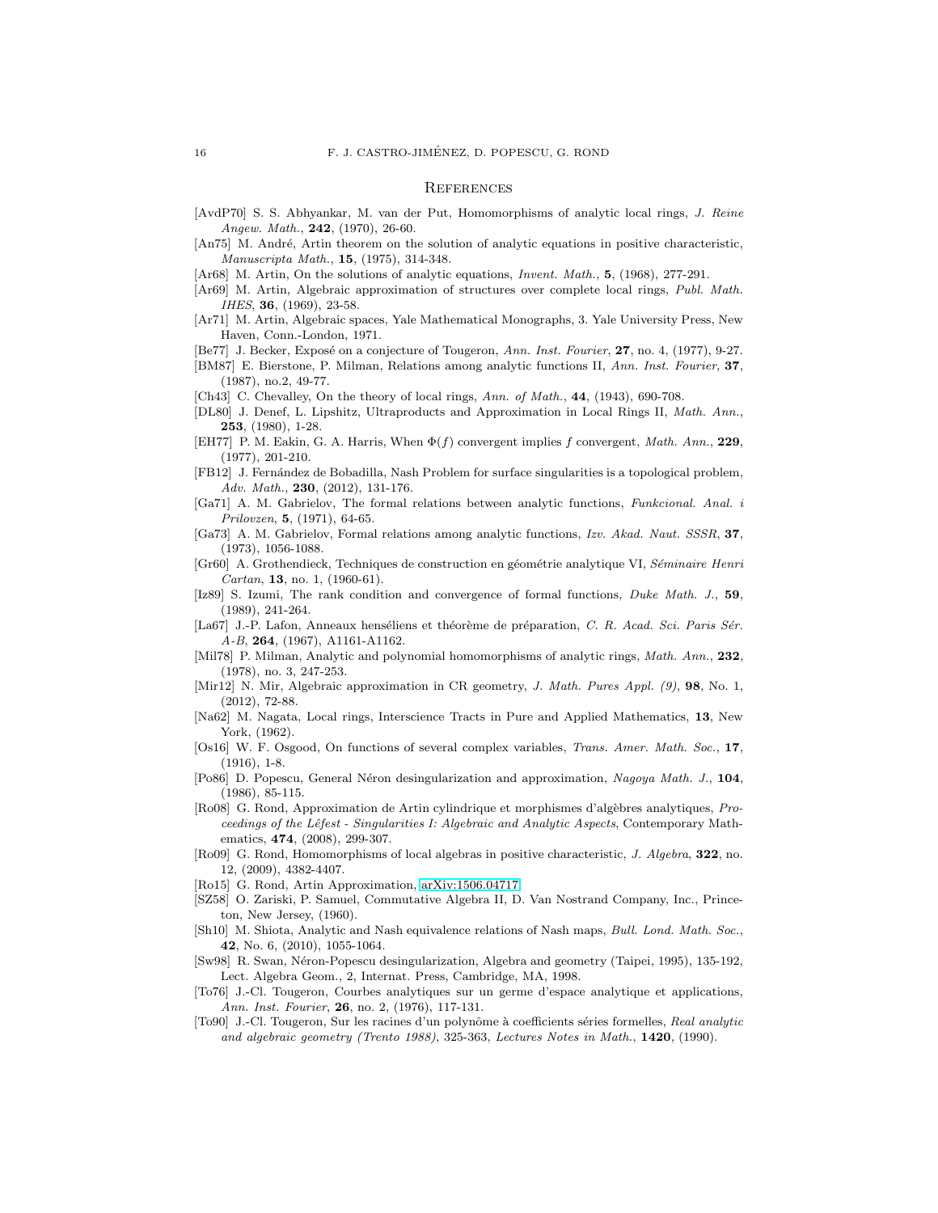## References

[AvdP70] S. S. Abhyankar, M. van der Put, Homomorphisms of analytic local rings, *J. Reine Angew. Math.*, **242**, (1970), 26-60.

[An75] M. André, Artin theorem on the solution of analytic equations in positive characteristic, *Manuscripta Math.*, **15**, (1975), 314-348.

[Ar68] M. Artin, On the solutions of analytic equations, *Invent. Math.*, **5**, (1968), 277-291.

[Ar69] M. Artin, Algebraic approximation of structures over complete local rings, *Publ. Math. IHES*, **36**, (1969), 23-58.

[Ar71] M. Artin, Algebraic spaces, Yale Mathematical Monographs, 3. Yale University Press, New Haven, Conn.-London, 1971.

[Be77] J. Becker, Exposé on a conjecture of Tougeron, *Ann. Inst. Fourier*, **27**, no. 4, (1977), 9-27.

[BM87] E. Bierstone, P. Milman, Relations among analytic functions II, *Ann. Inst. Fourier*, **37**, (1987), no.2, 49-77.

[Ch43] C. Chevalley, On the theory of local rings, *Ann. of Math.*, **44**, (1943), 690-708.

[DL80] J. Denef, L. Lipshitz, Ultraproducts and Approximation in Local Rings II, *Math. Ann.*, **253**, (1980), 1-28.

[EH77] P. M. Eakin, G. A. Harris, When $\Phi(f)$ convergent implies $f$ convergent, *Math. Ann.*, **229**, (1977), 201-210.

[FB12] J. Fernández de Bobadilla, Nash Problem for surface singularities is a topological problem, *Adv. Math.*, **230**, (2012), 131-176.

[Ga71] A. M. Gabrielov, The formal relations between analytic functions, *Funkcional. Anal. i Prilovzen*, **5**, (1971), 64-65.

[Ga73] A. M. Gabrielov, Formal relations among analytic functions, *Izv. Akad. Naut. SSSR*, **37**, (1973), 1056-1088.

[Gr60] A. Grothendieck, Techniques de construction en géométrie analytique VI, *Séminaire Henri Cartan*, **13**, no. 1, (1960-61).

[Iz89] S. Izumi, The rank condition and convergence of formal functions, *Duke Math. J.*, **59**, (1989), 241-264.

[La67] J.-P. Lafon, Anneaux henséliens et théorème de préparation, *C. R. Acad. Sci. Paris Sér. A-B*, **264**, (1967), A1161-A1162.

[Mil78] P. Milman, Analytic and polynomial homomorphisms of analytic rings, *Math. Ann.*, **232**, (1978), no. 3, 247-253.

[Mir12] N. Mir, Algebraic approximation in CR geometry, *J. Math. Pures Appl. (9)*, **98**, No. 1, (2012), 72-88.

[Na62] M. Nagata, Local rings, Interscience Tracts in Pure and Applied Mathematics, **13**, New York, (1962).

[Os16] W. F. Osgood, On functions of several complex variables, *Trans. Amer. Math. Soc.*, **17**, (1916), 1-8.

[Po86] D. Popescu, General Néron desingularization and approximation, *Nagoya Math. J.*, **104**, (1986), 85-115.

[Ro08] G. Rond, Approximation de Artin cylindrique et morphismes d'algèbres analytiques, *Proceedings of the Lêfest - Singularities I: Algebraic and Analytic Aspects*, Contemporary Mathematics, **474**, (2008), 299-307.

[Ro09] G. Rond, Homomorphisms of local algebras in positive characteristic, *J. Algebra*, **322**, no. 12, (2009), 4382-4407.

[Ro15] G. Rond, Artin Approximation, arXiv:1506.04717.

[SZ58] O. Zariski, P. Samuel, Commutative Algebra II, D. Van Nostrand Company, Inc., Princeton, New Jersey, (1960).

[Sh10] M. Shiota, Analytic and Nash equivalence relations of Nash maps, *Bull. Lond. Math. Soc.*, **42**, No. 6, (2010), 1055-1064.

[Sw98] R. Swan, Néron-Popescu desingularization, Algebra and geometry (Taipei, 1995), 135-192, Lect. Algebra Geom., 2, Internat. Press, Cambridge, MA, 1998.

[To76] J.-Cl. Tougeron, Courbes analytiques sur un germe d'espace analytique et applications, *Ann. Inst. Fourier*, **26**, no. 2, (1976), 117-131.

[To90] J.-Cl. Tougeron, Sur les racines d'un polynôme à coefficients séries formelles, *Real analytic and algebraic geometry (Trento 1988)*, 325-363, *Lectures Notes in Math.*, **1420**, (1990).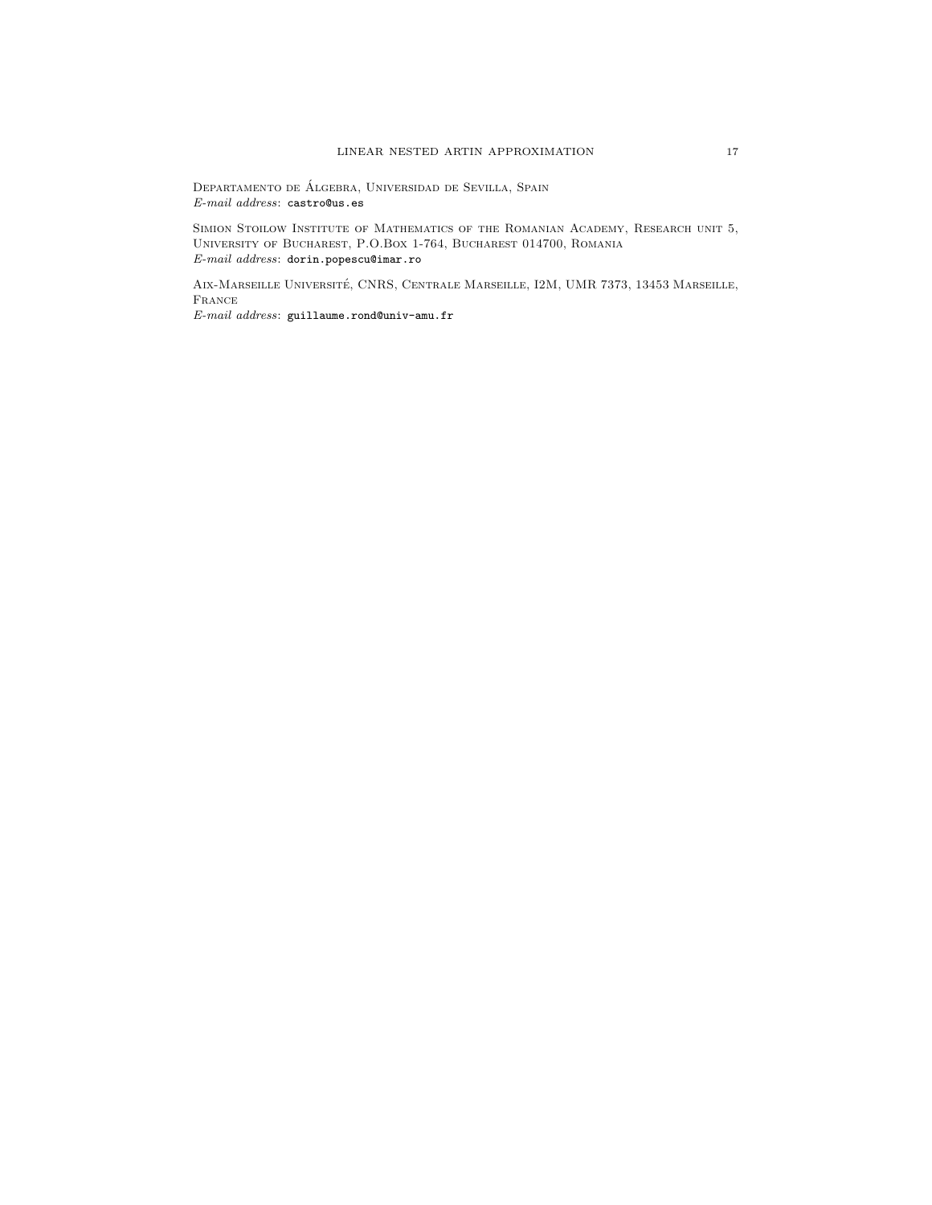Departamento de Álgebra, Universidad de Sevilla, Spain
*E-mail address*: castro@us.es

Simion Stoilow Institute of Mathematics of the Romanian Academy, Research unit 5, University of Bucharest, P.O.Box 1-764, Bucharest 014700, Romania
*E-mail address*: dorin.popescu@imar.ro

Aix-Marseille Université, CNRS, Centrale Marseille, I2M, UMR 7373, 13453 Marseille, France
*E-mail address*: guillaume.rond@univ-amu.fr